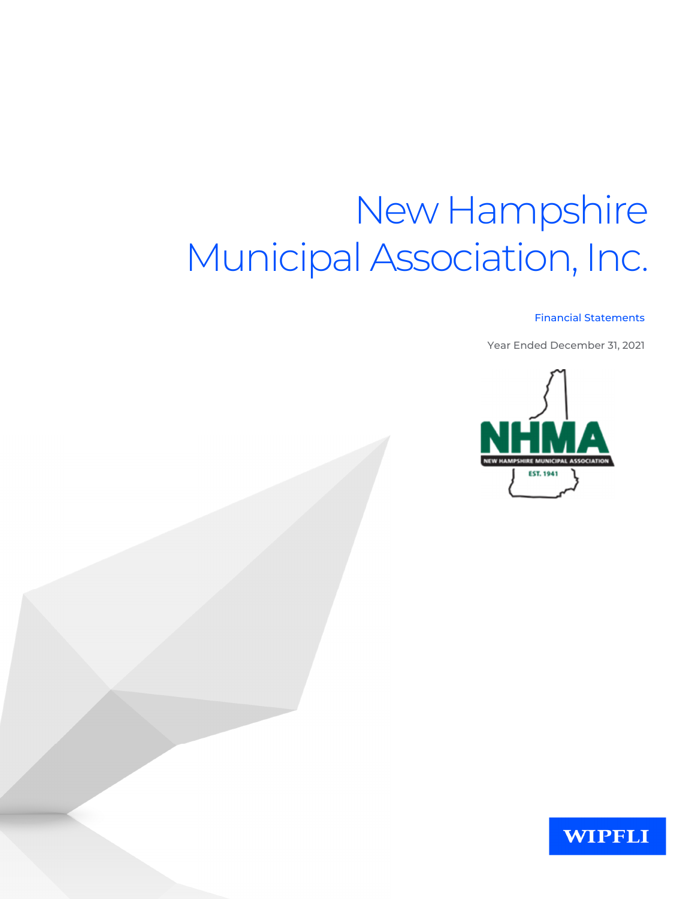# New Hampshire Municipal Association, Inc.

Financial Statements

Year Ended December 31, 2021

NHMA

NEW HAMPSHIRE MUNICIPAL ASSOCIATION

EST. 1941

WIPFLI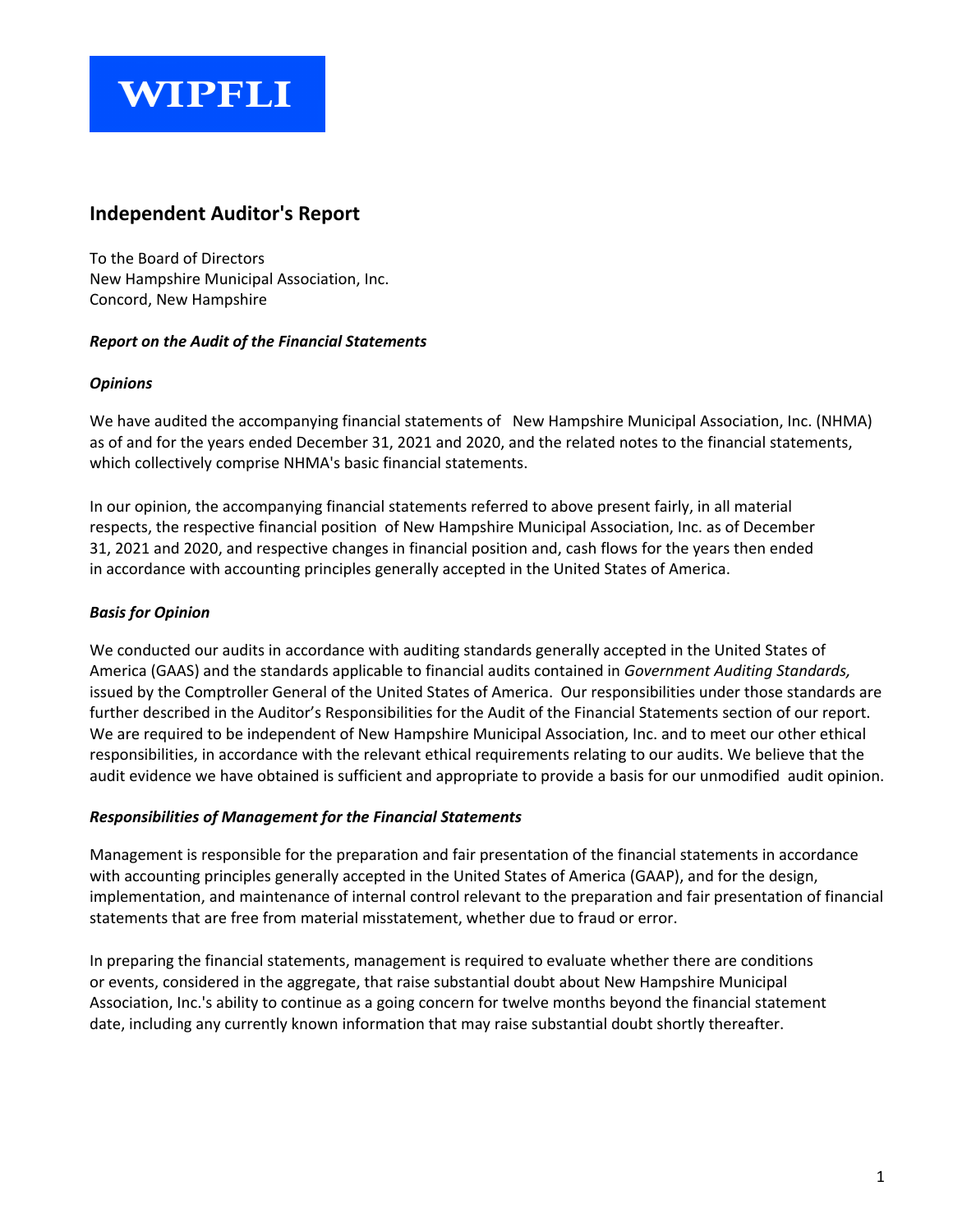WIPFLI

# Independent Auditor's Report

To the Board of Directors
New Hampshire Municipal Association, Inc.
Concord, New Hampshire

***Report on the Audit of the Financial Statements***

***Opinions***

We have audited the accompanying financial statements of New Hampshire Municipal Association, Inc. (NHMA) as of and for the years ended December 31, 2021 and 2020, and the related notes to the financial statements, which collectively comprise NHMA's basic financial statements.

In our opinion, the accompanying financial statements referred to above present fairly, in all material respects, the respective financial position of New Hampshire Municipal Association, Inc. as of December 31, 2021 and 2020, and respective changes in financial position and, cash flows for the years then ended in accordance with accounting principles generally accepted in the United States of America.

***Basis for Opinion***

We conducted our audits in accordance with auditing standards generally accepted in the United States of America (GAAS) and the standards applicable to financial audits contained in *Government Auditing Standards,* issued by the Comptroller General of the United States of America. Our responsibilities under those standards are further described in the Auditor's Responsibilities for the Audit of the Financial Statements section of our report. We are required to be independent of New Hampshire Municipal Association, Inc. and to meet our other ethical responsibilities, in accordance with the relevant ethical requirements relating to our audits. We believe that the audit evidence we have obtained is sufficient and appropriate to provide a basis for our unmodified audit opinion.

***Responsibilities of Management for the Financial Statements***

Management is responsible for the preparation and fair presentation of the financial statements in accordance with accounting principles generally accepted in the United States of America (GAAP), and for the design, implementation, and maintenance of internal control relevant to the preparation and fair presentation of financial statements that are free from material misstatement, whether due to fraud or error.

In preparing the financial statements, management is required to evaluate whether there are conditions or events, considered in the aggregate, that raise substantial doubt about New Hampshire Municipal Association, Inc.'s ability to continue as a going concern for twelve months beyond the financial statement date, including any currently known information that may raise substantial doubt shortly thereafter.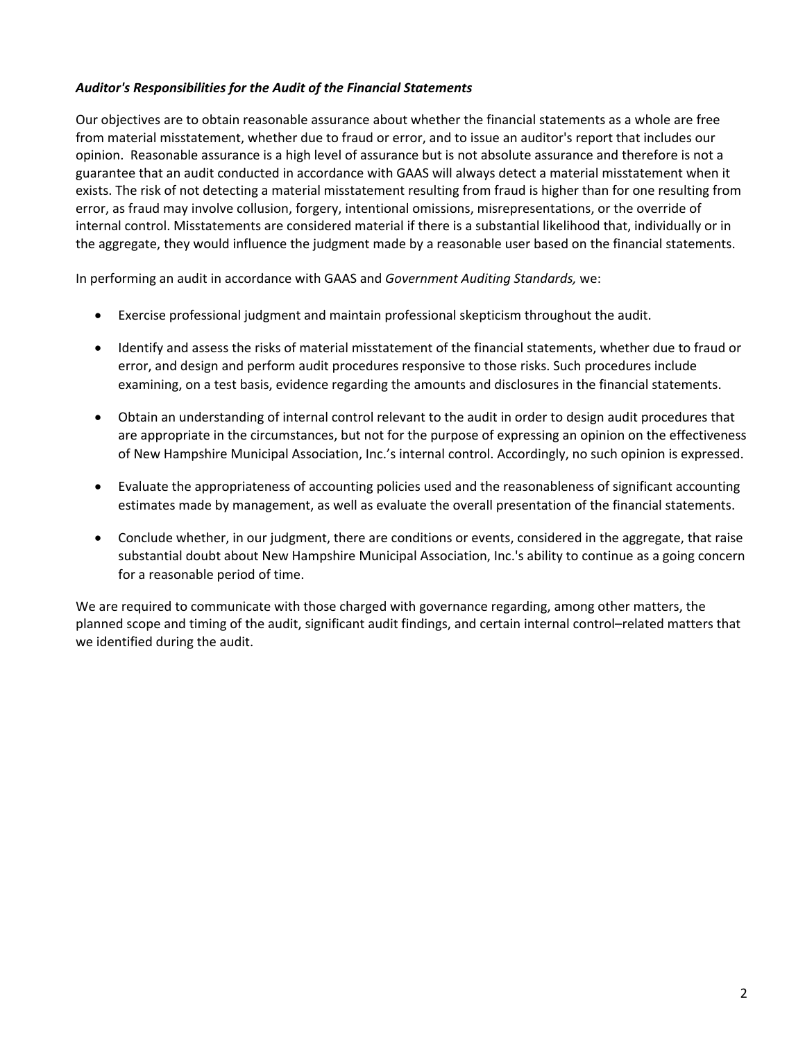***Auditor's Responsibilities for the Audit of the Financial Statements***

Our objectives are to obtain reasonable assurance about whether the financial statements as a whole are free from material misstatement, whether due to fraud or error, and to issue an auditor's report that includes our opinion. Reasonable assurance is a high level of assurance but is not absolute assurance and therefore is not a guarantee that an audit conducted in accordance with GAAS will always detect a material misstatement when it exists. The risk of not detecting a material misstatement resulting from fraud is higher than for one resulting from error, as fraud may involve collusion, forgery, intentional omissions, misrepresentations, or the override of internal control. Misstatements are considered material if there is a substantial likelihood that, individually or in the aggregate, they would influence the judgment made by a reasonable user based on the financial statements.

In performing an audit in accordance with GAAS and *Government Auditing Standards,* we:

- Exercise professional judgment and maintain professional skepticism throughout the audit.
- Identify and assess the risks of material misstatement of the financial statements, whether due to fraud or error, and design and perform audit procedures responsive to those risks. Such procedures include examining, on a test basis, evidence regarding the amounts and disclosures in the financial statements.
- Obtain an understanding of internal control relevant to the audit in order to design audit procedures that are appropriate in the circumstances, but not for the purpose of expressing an opinion on the effectiveness of New Hampshire Municipal Association, Inc.'s internal control. Accordingly, no such opinion is expressed.
- Evaluate the appropriateness of accounting policies used and the reasonableness of significant accounting estimates made by management, as well as evaluate the overall presentation of the financial statements.
- Conclude whether, in our judgment, there are conditions or events, considered in the aggregate, that raise substantial doubt about New Hampshire Municipal Association, Inc.'s ability to continue as a going concern for a reasonable period of time.

We are required to communicate with those charged with governance regarding, among other matters, the planned scope and timing of the audit, significant audit findings, and certain internal control–related matters that we identified during the audit.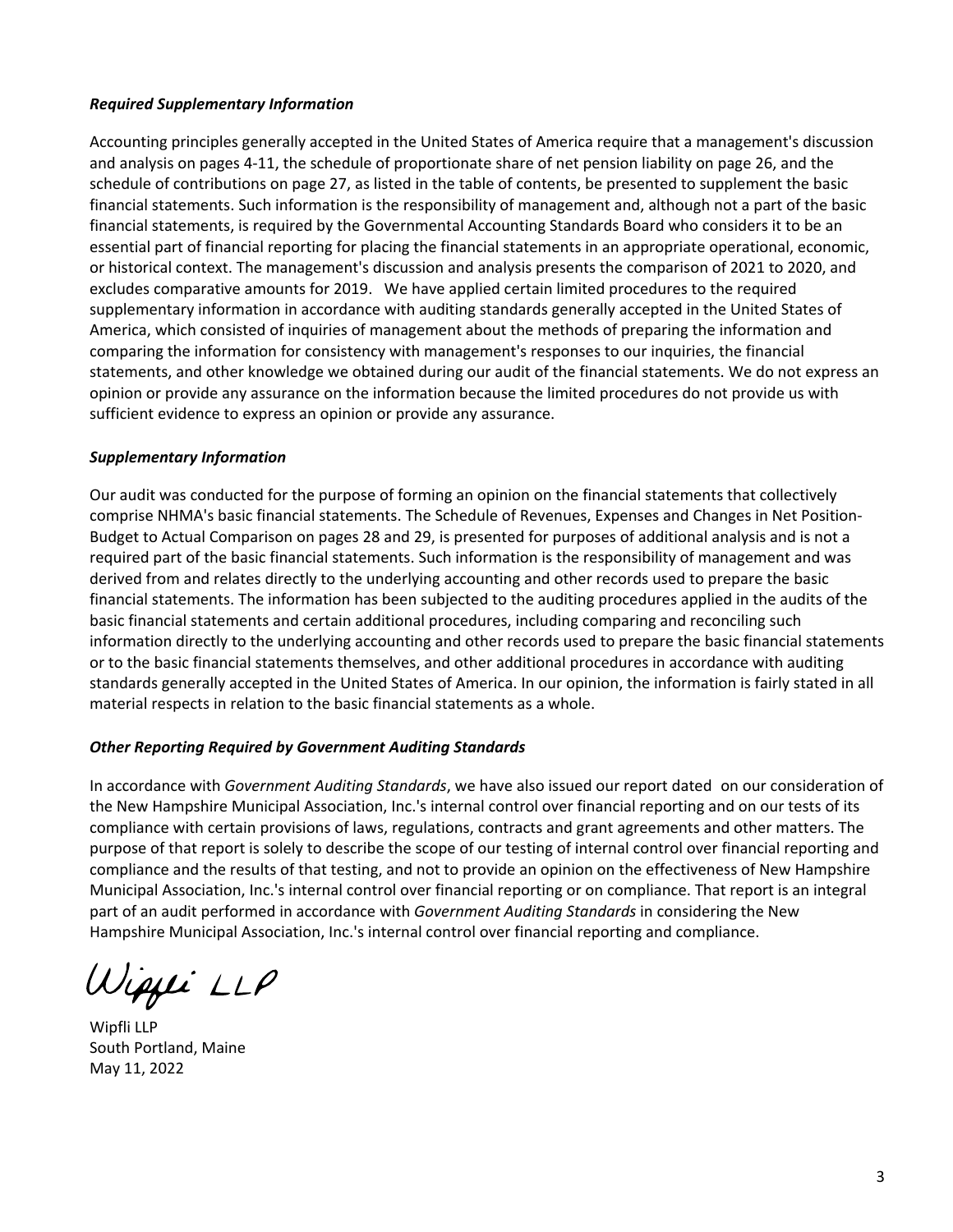***Required Supplementary Information***

Accounting principles generally accepted in the United States of America require that a management's discussion and analysis on pages 4-11, the schedule of proportionate share of net pension liability on page 26, and the schedule of contributions on page 27, as listed in the table of contents, be presented to supplement the basic financial statements. Such information is the responsibility of management and, although not a part of the basic financial statements, is required by the Governmental Accounting Standards Board who considers it to be an essential part of financial reporting for placing the financial statements in an appropriate operational, economic, or historical context. The management's discussion and analysis presents the comparison of 2021 to 2020, and excludes comparative amounts for 2019. We have applied certain limited procedures to the required supplementary information in accordance with auditing standards generally accepted in the United States of America, which consisted of inquiries of management about the methods of preparing the information and comparing the information for consistency with management's responses to our inquiries, the financial statements, and other knowledge we obtained during our audit of the financial statements. We do not express an opinion or provide any assurance on the information because the limited procedures do not provide us with sufficient evidence to express an opinion or provide any assurance.

***Supplementary Information***

Our audit was conducted for the purpose of forming an opinion on the financial statements that collectively comprise NHMA's basic financial statements. The Schedule of Revenues, Expenses and Changes in Net Position-Budget to Actual Comparison on pages 28 and 29, is presented for purposes of additional analysis and is not a required part of the basic financial statements. Such information is the responsibility of management and was derived from and relates directly to the underlying accounting and other records used to prepare the basic financial statements. The information has been subjected to the auditing procedures applied in the audits of the basic financial statements and certain additional procedures, including comparing and reconciling such information directly to the underlying accounting and other records used to prepare the basic financial statements or to the basic financial statements themselves, and other additional procedures in accordance with auditing standards generally accepted in the United States of America. In our opinion, the information is fairly stated in all material respects in relation to the basic financial statements as a whole.

***Other Reporting Required by Government Auditing Standards***

In accordance with *Government Auditing Standards*, we have also issued our report dated on our consideration of the New Hampshire Municipal Association, Inc.'s internal control over financial reporting and on our tests of its compliance with certain provisions of laws, regulations, contracts and grant agreements and other matters. The purpose of that report is solely to describe the scope of our testing of internal control over financial reporting and compliance and the results of that testing, and not to provide an opinion on the effectiveness of New Hampshire Municipal Association, Inc.'s internal control over financial reporting or on compliance. That report is an integral part of an audit performed in accordance with *Government Auditing Standards* in considering the New Hampshire Municipal Association, Inc.'s internal control over financial reporting and compliance.

Wipfli LLP

Wipfli LLP
South Portland, Maine
May 11, 2022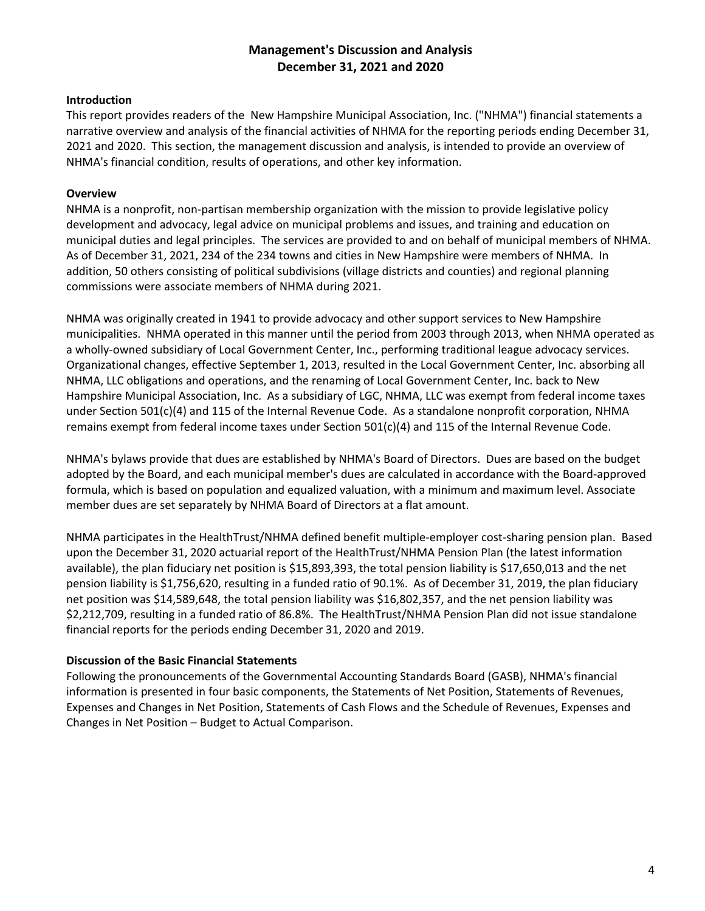# Management's Discussion and Analysis
## December 31, 2021 and 2020

### Introduction

This report provides readers of the New Hampshire Municipal Association, Inc. ("NHMA") financial statements a narrative overview and analysis of the financial activities of NHMA for the reporting periods ending December 31, 2021 and 2020. This section, the management discussion and analysis, is intended to provide an overview of NHMA's financial condition, results of operations, and other key information.

### Overview

NHMA is a nonprofit, non-partisan membership organization with the mission to provide legislative policy development and advocacy, legal advice on municipal problems and issues, and training and education on municipal duties and legal principles. The services are provided to and on behalf of municipal members of NHMA. As of December 31, 2021, 234 of the 234 towns and cities in New Hampshire were members of NHMA. In addition, 50 others consisting of political subdivisions (village districts and counties) and regional planning commissions were associate members of NHMA during 2021.

NHMA was originally created in 1941 to provide advocacy and other support services to New Hampshire municipalities. NHMA operated in this manner until the period from 2003 through 2013, when NHMA operated as a wholly-owned subsidiary of Local Government Center, Inc., performing traditional league advocacy services. Organizational changes, effective September 1, 2013, resulted in the Local Government Center, Inc. absorbing all NHMA, LLC obligations and operations, and the renaming of Local Government Center, Inc. back to New Hampshire Municipal Association, Inc. As a subsidiary of LGC, NHMA, LLC was exempt from federal income taxes under Section 501(c)(4) and 115 of the Internal Revenue Code. As a standalone nonprofit corporation, NHMA remains exempt from federal income taxes under Section 501(c)(4) and 115 of the Internal Revenue Code.

NHMA's bylaws provide that dues are established by NHMA's Board of Directors. Dues are based on the budget adopted by the Board, and each municipal member's dues are calculated in accordance with the Board-approved formula, which is based on population and equalized valuation, with a minimum and maximum level. Associate member dues are set separately by NHMA Board of Directors at a flat amount.

NHMA participates in the HealthTrust/NHMA defined benefit multiple-employer cost-sharing pension plan. Based upon the December 31, 2020 actuarial report of the HealthTrust/NHMA Pension Plan (the latest information available), the plan fiduciary net position is $15,893,393, the total pension liability is $17,650,013 and the net pension liability is $1,756,620, resulting in a funded ratio of 90.1%. As of December 31, 2019, the plan fiduciary net position was $14,589,648, the total pension liability was $16,802,357, and the net pension liability was $2,212,709, resulting in a funded ratio of 86.8%. The HealthTrust/NHMA Pension Plan did not issue standalone financial reports for the periods ending December 31, 2020 and 2019.

### Discussion of the Basic Financial Statements

Following the pronouncements of the Governmental Accounting Standards Board (GASB), NHMA's financial information is presented in four basic components, the Statements of Net Position, Statements of Revenues, Expenses and Changes in Net Position, Statements of Cash Flows and the Schedule of Revenues, Expenses and Changes in Net Position – Budget to Actual Comparison.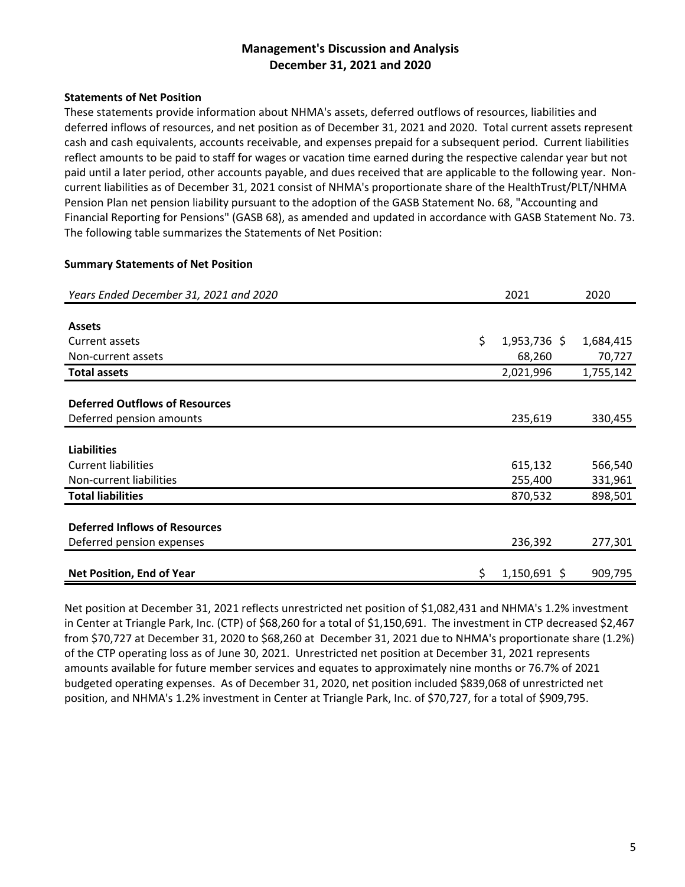# Management's Discussion and Analysis
## December 31, 2021 and 2020

**Statements of Net Position**

These statements provide information about NHMA's assets, deferred outflows of resources, liabilities and deferred inflows of resources, and net position as of December 31, 2021 and 2020. Total current assets represent cash and cash equivalents, accounts receivable, and expenses prepaid for a subsequent period. Current liabilities reflect amounts to be paid to staff for wages or vacation time earned during the respective calendar year but not paid until a later period, other accounts payable, and dues received that are applicable to the following year. Non-current liabilities as of December 31, 2021 consist of NHMA's proportionate share of the HealthTrust/PLT/NHMA Pension Plan net pension liability pursuant to the adoption of the GASB Statement No. 68, "Accounting and Financial Reporting for Pensions" (GASB 68), as amended and updated in accordance with GASB Statement No. 73. The following table summarizes the Statements of Net Position:

**Summary Statements of Net Position**

| *Years Ended December 31, 2021 and 2020* | 2021 | 2020 |
|---|---|---|
| **Assets** | | |
| Current assets | $ 1,953,736 | $ 1,684,415 |
| Non-current assets | 68,260 | 70,727 |
| **Total assets** | 2,021,996 | 1,755,142 |
| **Deferred Outflows of Resources** | | |
| Deferred pension amounts | 235,619 | 330,455 |
| **Liabilities** | | |
| Current liabilities | 615,132 | 566,540 |
| Non-current liabilities | 255,400 | 331,961 |
| **Total liabilities** | 870,532 | 898,501 |
| **Deferred Inflows of Resources** | | |
| Deferred pension expenses | 236,392 | 277,301 |
| **Net Position, End of Year** | $ 1,150,691 | $ 909,795 |

Net position at December 31, 2021 reflects unrestricted net position of $1,082,431 and NHMA's 1.2% investment in Center at Triangle Park, Inc. (CTP) of $68,260 for a total of $1,150,691. The investment in CTP decreased $2,467 from $70,727 at December 31, 2020 to $68,260 at December 31, 2021 due to NHMA's proportionate share (1.2%) of the CTP operating loss as of June 30, 2021. Unrestricted net position at December 31, 2021 represents amounts available for future member services and equates to approximately nine months or 76.7% of 2021 budgeted operating expenses. As of December 31, 2020, net position included $839,068 of unrestricted net position, and NHMA's 1.2% investment in Center at Triangle Park, Inc. of $70,727, for a total of $909,795.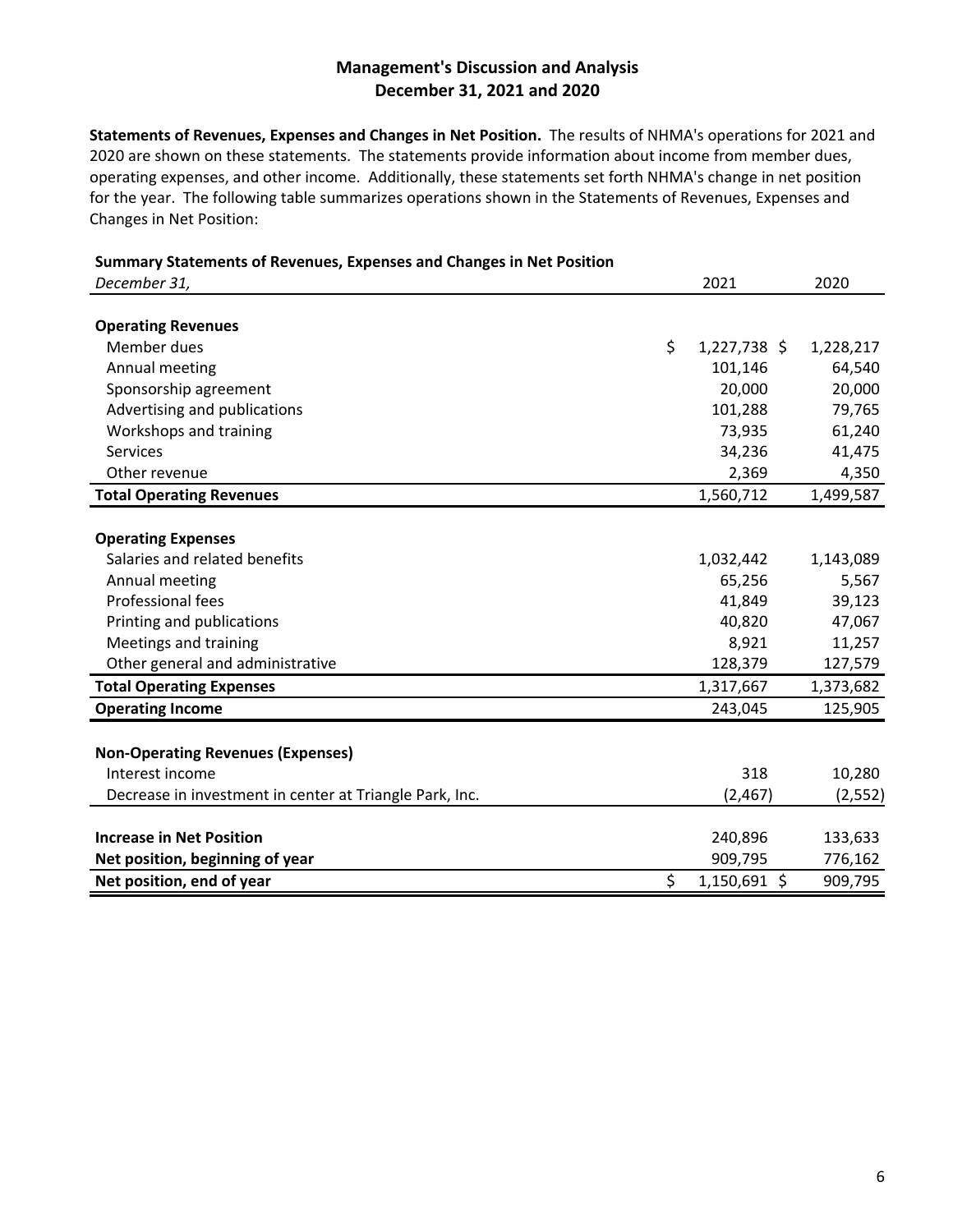## Management's Discussion and Analysis
## December 31, 2021 and 2020

**Statements of Revenues, Expenses and Changes in Net Position.** The results of NHMA's operations for 2021 and 2020 are shown on these statements. The statements provide information about income from member dues, operating expenses, and other income. Additionally, these statements set forth NHMA's change in net position for the year. The following table summarizes operations shown in the Statements of Revenues, Expenses and Changes in Net Position:

**Summary Statements of Revenues, Expenses and Changes in Net Position**

| *December 31,* | 2021 | 2020 |
|---|---|---|
| **Operating Revenues** | | |
| Member dues | $ 1,227,738 | $ 1,228,217 |
| Annual meeting | 101,146 | 64,540 |
| Sponsorship agreement | 20,000 | 20,000 |
| Advertising and publications | 101,288 | 79,765 |
| Workshops and training | 73,935 | 61,240 |
| Services | 34,236 | 41,475 |
| Other revenue | 2,369 | 4,350 |
| **Total Operating Revenues** | 1,560,712 | 1,499,587 |
| **Operating Expenses** | | |
| Salaries and related benefits | 1,032,442 | 1,143,089 |
| Annual meeting | 65,256 | 5,567 |
| Professional fees | 41,849 | 39,123 |
| Printing and publications | 40,820 | 47,067 |
| Meetings and training | 8,921 | 11,257 |
| Other general and administrative | 128,379 | 127,579 |
| **Total Operating Expenses** | 1,317,667 | 1,373,682 |
| **Operating Income** | 243,045 | 125,905 |
| **Non-Operating Revenues (Expenses)** | | |
| Interest income | 318 | 10,280 |
| Decrease in investment in center at Triangle Park, Inc. | (2,467) | (2,552) |
| **Increase in Net Position** | 240,896 | 133,633 |
| **Net position, beginning of year** | 909,795 | 776,162 |
| **Net position, end of year** | $ 1,150,691 | $ 909,795 |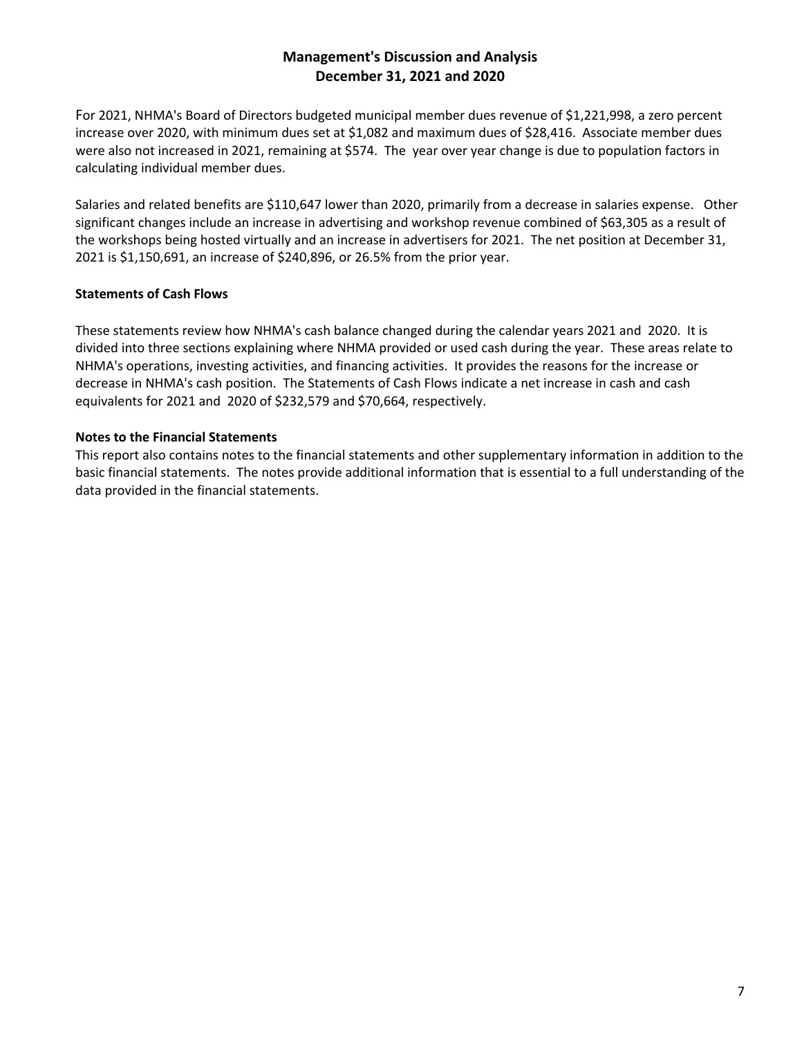# Management's Discussion and Analysis
## December 31, 2021 and 2020

For 2021, NHMA's Board of Directors budgeted municipal member dues revenue of $1,221,998, a zero percent increase over 2020, with minimum dues set at $1,082 and maximum dues of $28,416. Associate member dues were also not increased in 2021, remaining at $574. The year over year change is due to population factors in calculating individual member dues.

Salaries and related benefits are $110,647 lower than 2020, primarily from a decrease in salaries expense. Other significant changes include an increase in advertising and workshop revenue combined of $63,305 as a result of the workshops being hosted virtually and an increase in advertisers for 2021. The net position at December 31, 2021 is $1,150,691, an increase of $240,896, or 26.5% from the prior year.

**Statements of Cash Flows**

These statements review how NHMA's cash balance changed during the calendar years 2021 and 2020. It is divided into three sections explaining where NHMA provided or used cash during the year. These areas relate to NHMA's operations, investing activities, and financing activities. It provides the reasons for the increase or decrease in NHMA's cash position. The Statements of Cash Flows indicate a net increase in cash and cash equivalents for 2021 and 2020 of $232,579 and $70,664, respectively.

**Notes to the Financial Statements**

This report also contains notes to the financial statements and other supplementary information in addition to the basic financial statements. The notes provide additional information that is essential to a full understanding of the data provided in the financial statements.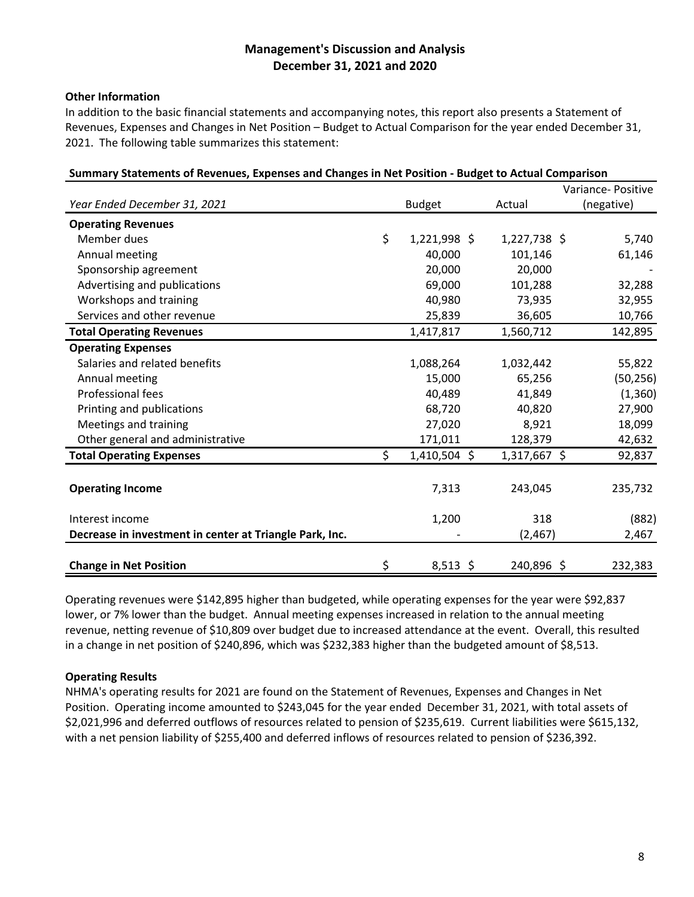# Management's Discussion and Analysis
## December 31, 2021 and 2020

### Other Information

In addition to the basic financial statements and accompanying notes, this report also presents a Statement of Revenues, Expenses and Changes in Net Position – Budget to Actual Comparison for the year ended December 31, 2021. The following table summarizes this statement:

**Summary Statements of Revenues, Expenses and Changes in Net Position - Budget to Actual Comparison**

| *Year Ended December 31, 2021* | Budget | Actual | Variance- Positive (negative) |
|---|---|---|---|
| **Operating Revenues** | | | |
| Member dues | $ 1,221,998 | $ 1,227,738 | $ 5,740 |
| Annual meeting | 40,000 | 101,146 | 61,146 |
| Sponsorship agreement | 20,000 | 20,000 | - |
| Advertising and publications | 69,000 | 101,288 | 32,288 |
| Workshops and training | 40,980 | 73,935 | 32,955 |
| Services and other revenue | 25,839 | 36,605 | 10,766 |
| **Total Operating Revenues** | 1,417,817 | 1,560,712 | 142,895 |
| **Operating Expenses** | | | |
| Salaries and related benefits | 1,088,264 | 1,032,442 | 55,822 |
| Annual meeting | 15,000 | 65,256 | (50,256) |
| Professional fees | 40,489 | 41,849 | (1,360) |
| Printing and publications | 68,720 | 40,820 | 27,900 |
| Meetings and training | 27,020 | 8,921 | 18,099 |
| Other general and administrative | 171,011 | 128,379 | 42,632 |
| **Total Operating Expenses** | $ 1,410,504 | $ 1,317,667 | $ 92,837 |
| **Operating Income** | 7,313 | 243,045 | 235,732 |
| Interest income | 1,200 | 318 | (882) |
| **Decrease in investment in center at Triangle Park, Inc.** | - | (2,467) | 2,467 |
| **Change in Net Position** | $ 8,513 | $ 240,896 | $ 232,383 |

Operating revenues were $142,895 higher than budgeted, while operating expenses for the year were $92,837 lower, or 7% lower than the budget. Annual meeting expenses increased in relation to the annual meeting revenue, netting revenue of $10,809 over budget due to increased attendance at the event. Overall, this resulted in a change in net position of $240,896, which was $232,383 higher than the budgeted amount of $8,513.

### Operating Results

NHMA's operating results for 2021 are found on the Statement of Revenues, Expenses and Changes in Net Position. Operating income amounted to $243,045 for the year ended December 31, 2021, with total assets of $2,021,996 and deferred outflows of resources related to pension of $235,619. Current liabilities were $615,132, with a net pension liability of $255,400 and deferred inflows of resources related to pension of $236,392.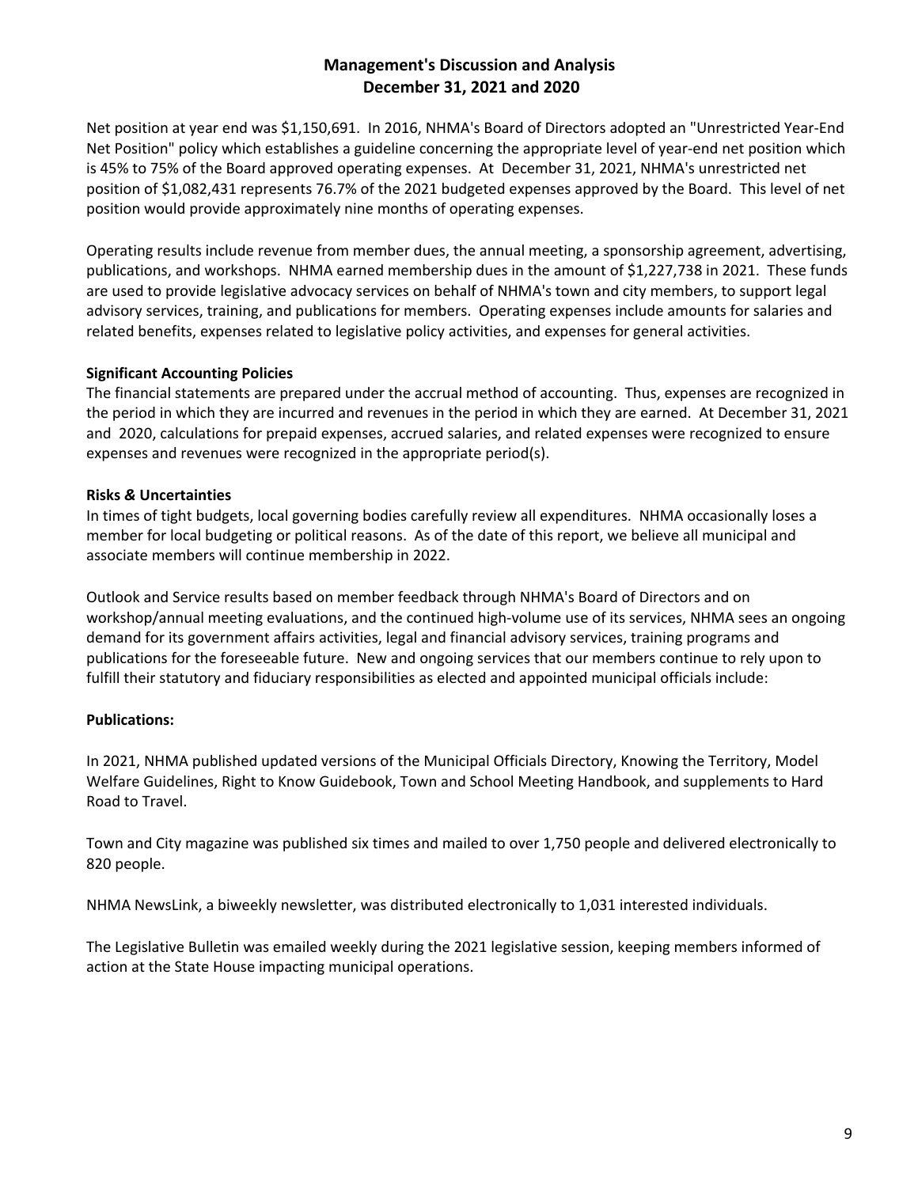# Management's Discussion and Analysis
## December 31, 2021 and 2020

Net position at year end was $1,150,691. In 2016, NHMA's Board of Directors adopted an "Unrestricted Year-End Net Position" policy which establishes a guideline concerning the appropriate level of year-end net position which is 45% to 75% of the Board approved operating expenses. At December 31, 2021, NHMA's unrestricted net position of $1,082,431 represents 76.7% of the 2021 budgeted expenses approved by the Board. This level of net position would provide approximately nine months of operating expenses.

Operating results include revenue from member dues, the annual meeting, a sponsorship agreement, advertising, publications, and workshops. NHMA earned membership dues in the amount of $1,227,738 in 2021. These funds are used to provide legislative advocacy services on behalf of NHMA's town and city members, to support legal advisory services, training, and publications for members. Operating expenses include amounts for salaries and related benefits, expenses related to legislative policy activities, and expenses for general activities.

**Significant Accounting Policies**

The financial statements are prepared under the accrual method of accounting. Thus, expenses are recognized in the period in which they are incurred and revenues in the period in which they are earned. At December 31, 2021 and 2020, calculations for prepaid expenses, accrued salaries, and related expenses were recognized to ensure expenses and revenues were recognized in the appropriate period(s).

**Risks & Uncertainties**

In times of tight budgets, local governing bodies carefully review all expenditures. NHMA occasionally loses a member for local budgeting or political reasons. As of the date of this report, we believe all municipal and associate members will continue membership in 2022.

Outlook and Service results based on member feedback through NHMA's Board of Directors and on workshop/annual meeting evaluations, and the continued high-volume use of its services, NHMA sees an ongoing demand for its government affairs activities, legal and financial advisory services, training programs and publications for the foreseeable future. New and ongoing services that our members continue to rely upon to fulfill their statutory and fiduciary responsibilities as elected and appointed municipal officials include:

**Publications:**

In 2021, NHMA published updated versions of the Municipal Officials Directory, Knowing the Territory, Model Welfare Guidelines, Right to Know Guidebook, Town and School Meeting Handbook, and supplements to Hard Road to Travel.

Town and City magazine was published six times and mailed to over 1,750 people and delivered electronically to 820 people.

NHMA NewsLink, a biweekly newsletter, was distributed electronically to 1,031 interested individuals.

The Legislative Bulletin was emailed weekly during the 2021 legislative session, keeping members informed of action at the State House impacting municipal operations.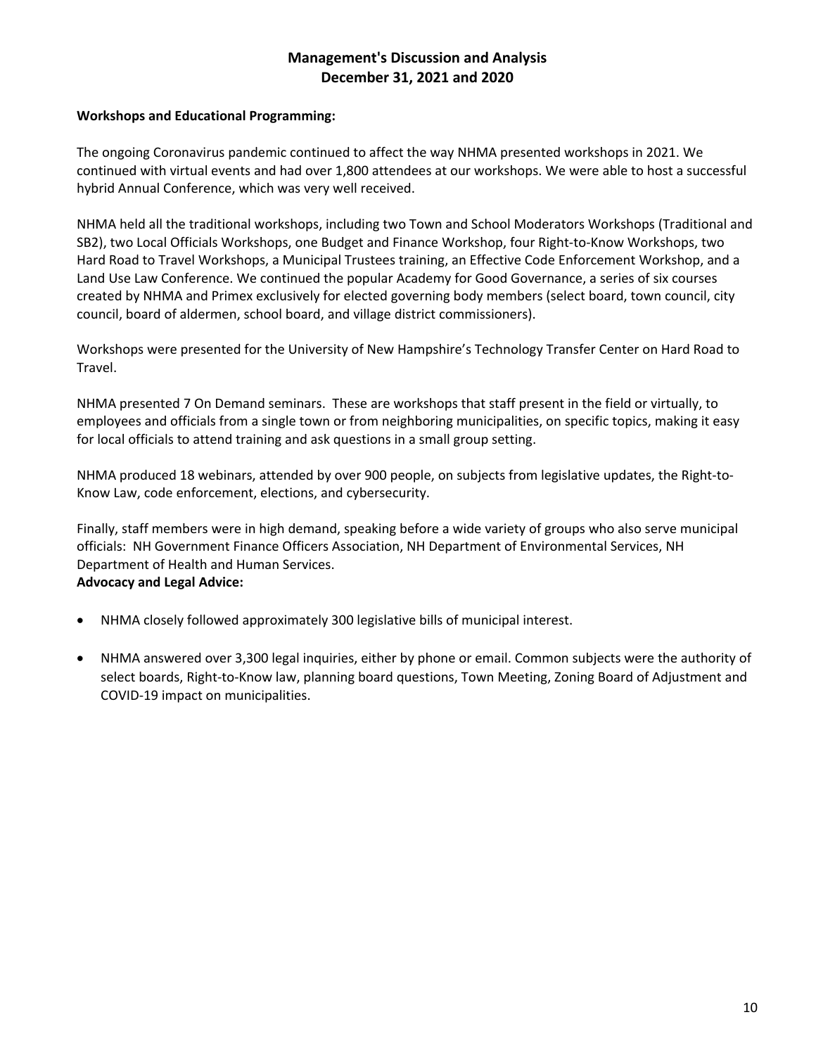## Management's Discussion and Analysis
## December 31, 2021 and 2020

**Workshops and Educational Programming:**

The ongoing Coronavirus pandemic continued to affect the way NHMA presented workshops in 2021. We continued with virtual events and had over 1,800 attendees at our workshops. We were able to host a successful hybrid Annual Conference, which was very well received.

NHMA held all the traditional workshops, including two Town and School Moderators Workshops (Traditional and SB2), two Local Officials Workshops, one Budget and Finance Workshop, four Right-to-Know Workshops, two Hard Road to Travel Workshops, a Municipal Trustees training, an Effective Code Enforcement Workshop, and a Land Use Law Conference. We continued the popular Academy for Good Governance, a series of six courses created by NHMA and Primex exclusively for elected governing body members (select board, town council, city council, board of aldermen, school board, and village district commissioners).

Workshops were presented for the University of New Hampshire's Technology Transfer Center on Hard Road to Travel.

NHMA presented 7 On Demand seminars. These are workshops that staff present in the field or virtually, to employees and officials from a single town or from neighboring municipalities, on specific topics, making it easy for local officials to attend training and ask questions in a small group setting.

NHMA produced 18 webinars, attended by over 900 people, on subjects from legislative updates, the Right-to-Know Law, code enforcement, elections, and cybersecurity.

Finally, staff members were in high demand, speaking before a wide variety of groups who also serve municipal officials: NH Government Finance Officers Association, NH Department of Environmental Services, NH Department of Health and Human Services.

**Advocacy and Legal Advice:**

- NHMA closely followed approximately 300 legislative bills of municipal interest.
- NHMA answered over 3,300 legal inquiries, either by phone or email. Common subjects were the authority of select boards, Right-to-Know law, planning board questions, Town Meeting, Zoning Board of Adjustment and COVID-19 impact on municipalities.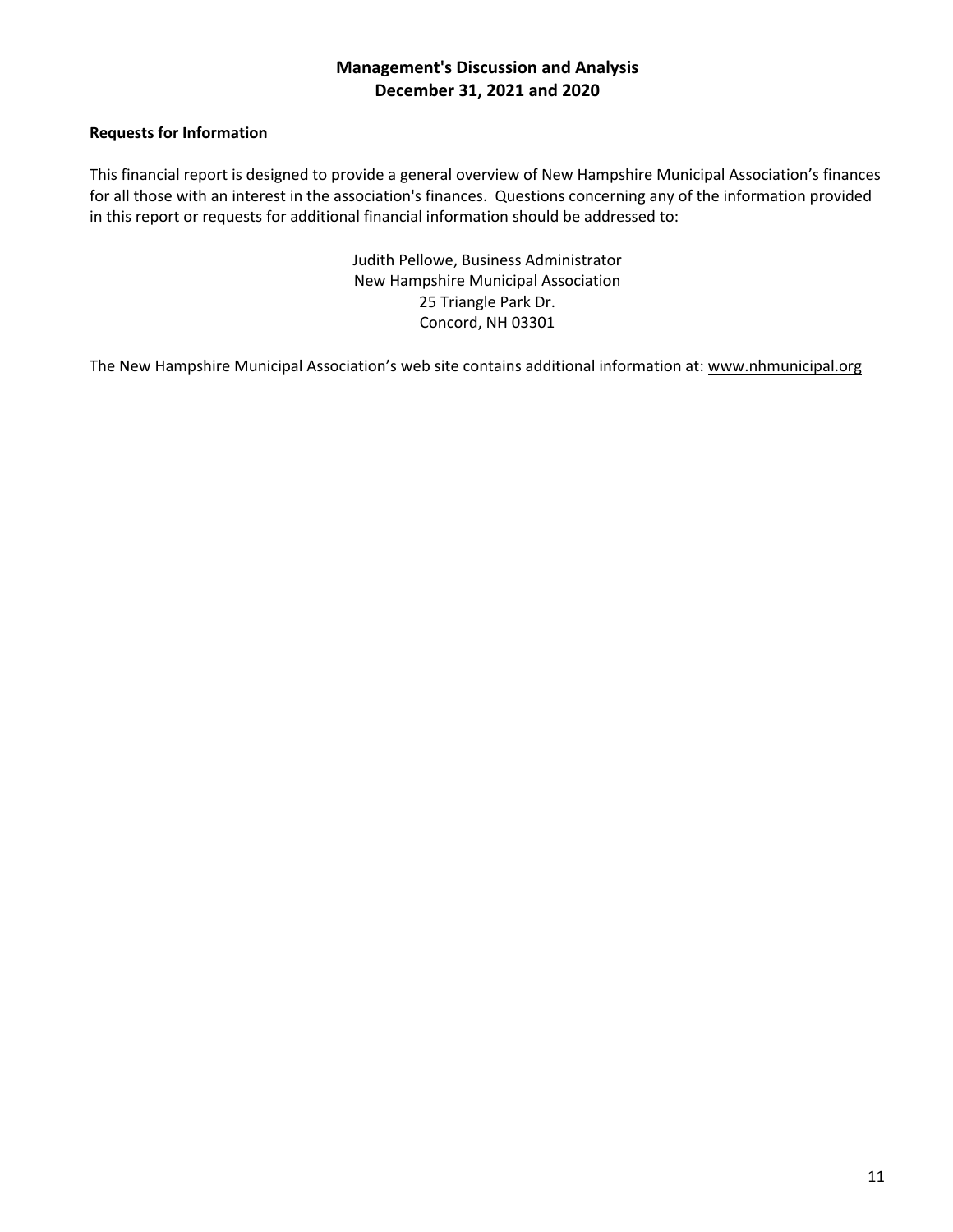# Management's Discussion and Analysis
## December 31, 2021 and 2020

**Requests for Information**

This financial report is designed to provide a general overview of New Hampshire Municipal Association's finances for all those with an interest in the association's finances. Questions concerning any of the information provided in this report or requests for additional financial information should be addressed to:

Judith Pellowe, Business Administrator
New Hampshire Municipal Association
25 Triangle Park Dr.
Concord, NH 03301

The New Hampshire Municipal Association's web site contains additional information at: www.nhmunicipal.org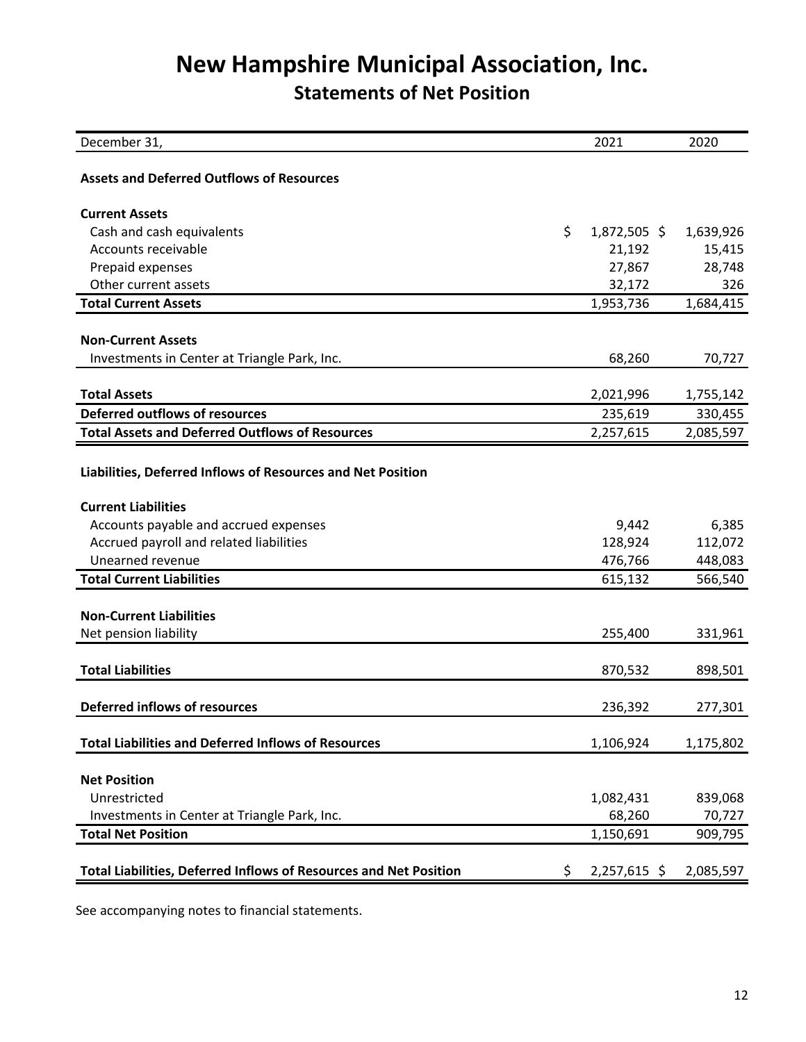# New Hampshire Municipal Association, Inc.

## Statements of Net Position

| December 31, | 2021 | 2020 |
|---|---|---|
| **Assets and Deferred Outflows of Resources** | | |
| **Current Assets** | | |
| Cash and cash equivalents | $ 1,872,505 | $ 1,639,926 |
| Accounts receivable | 21,192 | 15,415 |
| Prepaid expenses | 27,867 | 28,748 |
| Other current assets | 32,172 | 326 |
| **Total Current Assets** | 1,953,736 | 1,684,415 |
| **Non-Current Assets** | | |
| Investments in Center at Triangle Park, Inc. | 68,260 | 70,727 |
| **Total Assets** | 2,021,996 | 1,755,142 |
| **Deferred outflows of resources** | 235,619 | 330,455 |
| **Total Assets and Deferred Outflows of Resources** | 2,257,615 | 2,085,597 |
| **Liabilities, Deferred Inflows of Resources and Net Position** | | |
| **Current Liabilities** | | |
| Accounts payable and accrued expenses | 9,442 | 6,385 |
| Accrued payroll and related liabilities | 128,924 | 112,072 |
| Unearned revenue | 476,766 | 448,083 |
| **Total Current Liabilities** | 615,132 | 566,540 |
| **Non-Current Liabilities** | | |
| Net pension liability | 255,400 | 331,961 |
| **Total Liabilities** | 870,532 | 898,501 |
| **Deferred inflows of resources** | 236,392 | 277,301 |
| **Total Liabilities and Deferred Inflows of Resources** | 1,106,924 | 1,175,802 |
| **Net Position** | | |
| Unrestricted | 1,082,431 | 839,068 |
| Investments in Center at Triangle Park, Inc. | 68,260 | 70,727 |
| **Total Net Position** | 1,150,691 | 909,795 |
| **Total Liabilities, Deferred Inflows of Resources and Net Position** | $ 2,257,615 | $ 2,085,597 |

See accompanying notes to financial statements.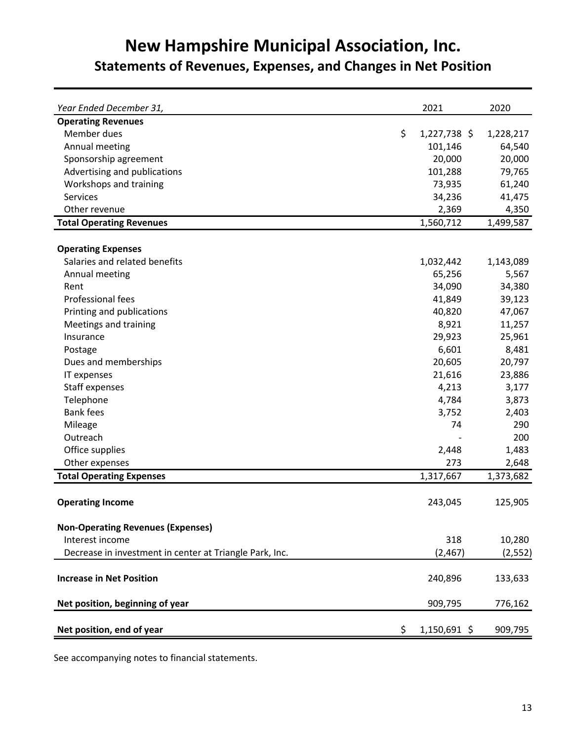# New Hampshire Municipal Association, Inc.

## Statements of Revenues, Expenses, and Changes in Net Position

| *Year Ended December 31,* | 2021 | 2020 |
|---|---|---|
| **Operating Revenues** | | |
| Member dues | $ 1,227,738 | $ 1,228,217 |
| Annual meeting | 101,146 | 64,540 |
| Sponsorship agreement | 20,000 | 20,000 |
| Advertising and publications | 101,288 | 79,765 |
| Workshops and training | 73,935 | 61,240 |
| Services | 34,236 | 41,475 |
| Other revenue | 2,369 | 4,350 |
| **Total Operating Revenues** | 1,560,712 | 1,499,587 |
| | | |
| **Operating Expenses** | | |
| Salaries and related benefits | 1,032,442 | 1,143,089 |
| Annual meeting | 65,256 | 5,567 |
| Rent | 34,090 | 34,380 |
| Professional fees | 41,849 | 39,123 |
| Printing and publications | 40,820 | 47,067 |
| Meetings and training | 8,921 | 11,257 |
| Insurance | 29,923 | 25,961 |
| Postage | 6,601 | 8,481 |
| Dues and memberships | 20,605 | 20,797 |
| IT expenses | 21,616 | 23,886 |
| Staff expenses | 4,213 | 3,177 |
| Telephone | 4,784 | 3,873 |
| Bank fees | 3,752 | 2,403 |
| Mileage | 74 | 290 |
| Outreach | - | 200 |
| Office supplies | 2,448 | 1,483 |
| Other expenses | 273 | 2,648 |
| **Total Operating Expenses** | 1,317,667 | 1,373,682 |
| | | |
| **Operating Income** | 243,045 | 125,905 |
| | | |
| **Non-Operating Revenues (Expenses)** | | |
| Interest income | 318 | 10,280 |
| Decrease in investment in center at Triangle Park, Inc. | (2,467) | (2,552) |
| | | |
| **Increase in Net Position** | 240,896 | 133,633 |
| | | |
| **Net position, beginning of year** | 909,795 | 776,162 |
| | | |
| **Net position, end of year** | $ 1,150,691 | $ 909,795 |

See accompanying notes to financial statements.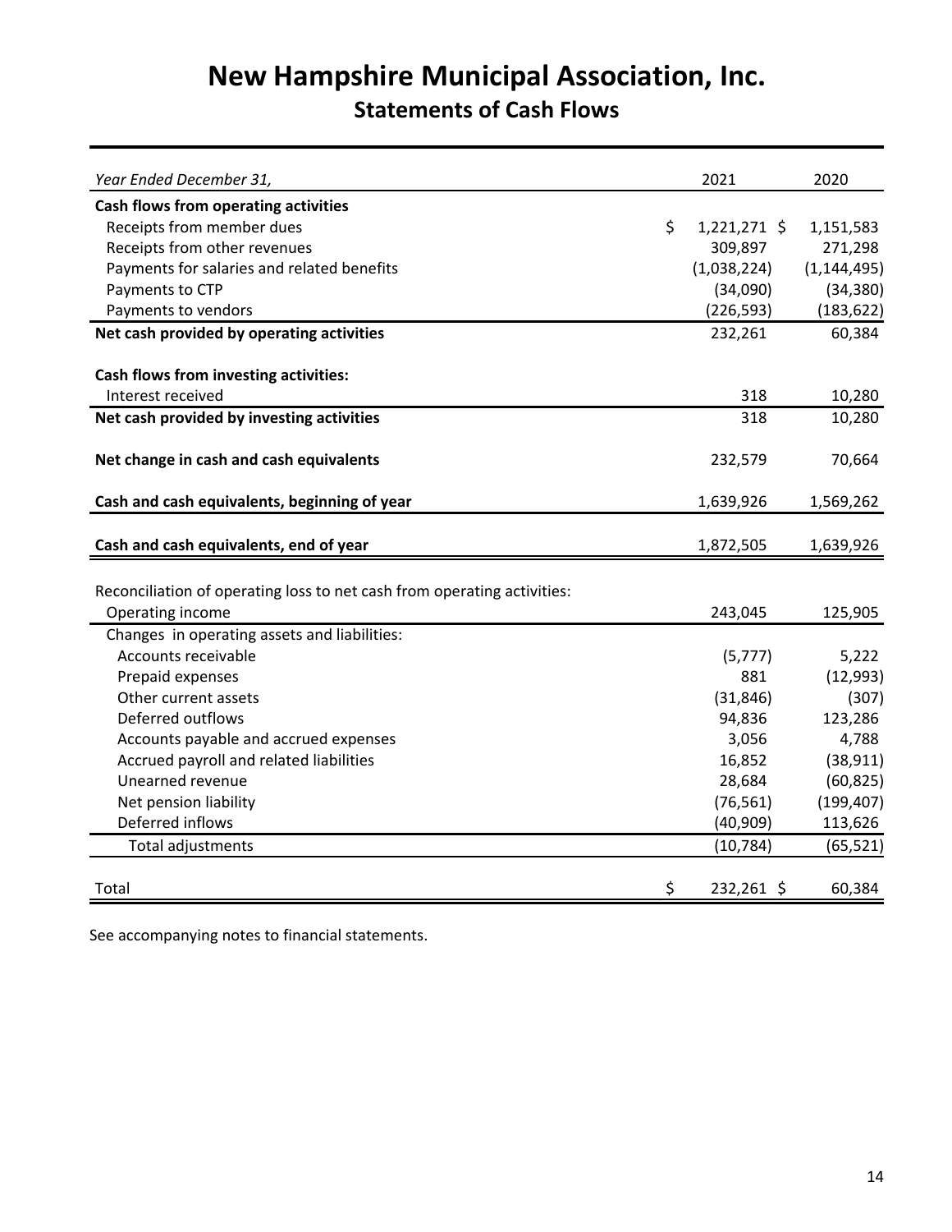# New Hampshire Municipal Association, Inc.

## Statements of Cash Flows

| *Year Ended December 31,* | 2021 | 2020 |
|---|---|---|
| **Cash flows from operating activities** | | |
| Receipts from member dues | $ 1,221,271 | $ 1,151,583 |
| Receipts from other revenues | 309,897 | 271,298 |
| Payments for salaries and related benefits | (1,038,224) | (1,144,495) |
| Payments to CTP | (34,090) | (34,380) |
| Payments to vendors | (226,593) | (183,622) |
| **Net cash provided by operating activities** | 232,261 | 60,384 |
| | | |
| **Cash flows from investing activities:** | | |
| Interest received | 318 | 10,280 |
| **Net cash provided by investing activities** | 318 | 10,280 |
| | | |
| **Net change in cash and cash equivalents** | 232,579 | 70,664 |
| | | |
| **Cash and cash equivalents, beginning of year** | 1,639,926 | 1,569,262 |
| | | |
| **Cash and cash equivalents, end of year** | 1,872,505 | 1,639,926 |
| | | |
| Reconciliation of operating loss to net cash from operating activities: | | |
| Operating income | 243,045 | 125,905 |
| Changes in operating assets and liabilities: | | |
| Accounts receivable | (5,777) | 5,222 |
| Prepaid expenses | 881 | (12,993) |
| Other current assets | (31,846) | (307) |
| Deferred outflows | 94,836 | 123,286 |
| Accounts payable and accrued expenses | 3,056 | 4,788 |
| Accrued payroll and related liabilities | 16,852 | (38,911) |
| Unearned revenue | 28,684 | (60,825) |
| Net pension liability | (76,561) | (199,407) |
| Deferred inflows | (40,909) | 113,626 |
| Total adjustments | (10,784) | (65,521) |
| | | |
| Total | $ 232,261 | $ 60,384 |

See accompanying notes to financial statements.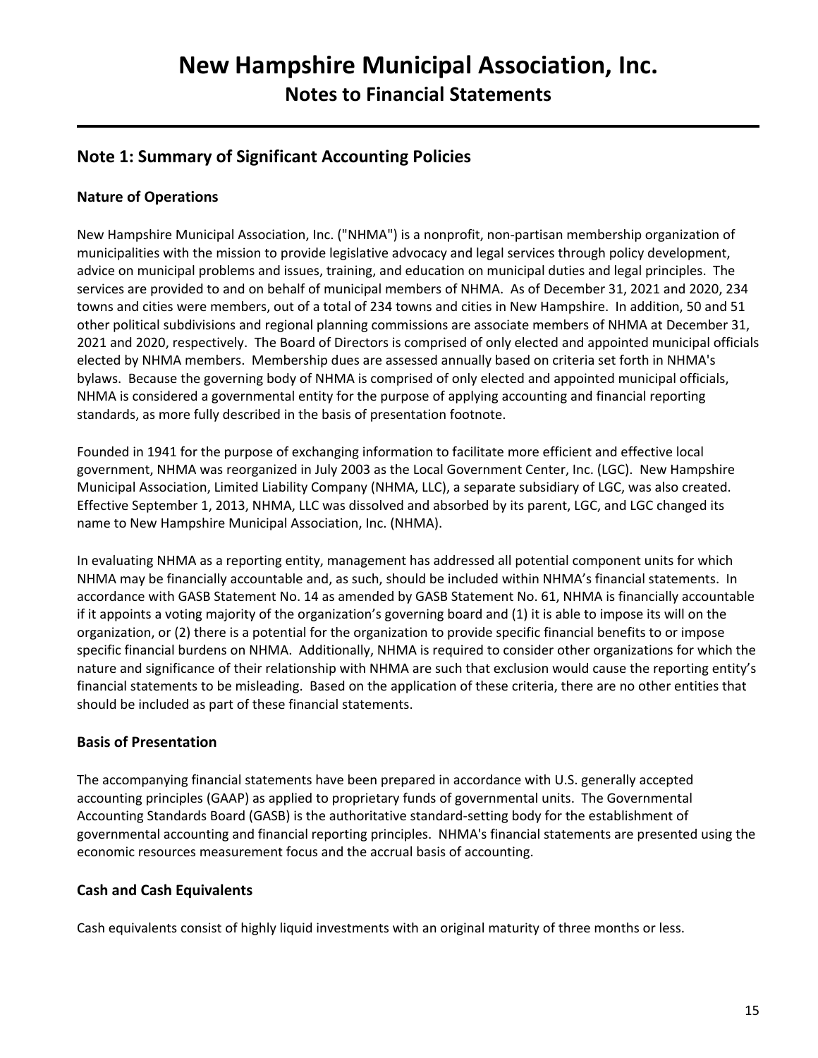# New Hampshire Municipal Association, Inc.

## Notes to Financial Statements

## Note 1: Summary of Significant Accounting Policies

### Nature of Operations

New Hampshire Municipal Association, Inc. ("NHMA") is a nonprofit, non-partisan membership organization of municipalities with the mission to provide legislative advocacy and legal services through policy development, advice on municipal problems and issues, training, and education on municipal duties and legal principles. The services are provided to and on behalf of municipal members of NHMA. As of December 31, 2021 and 2020, 234 towns and cities were members, out of a total of 234 towns and cities in New Hampshire. In addition, 50 and 51 other political subdivisions and regional planning commissions are associate members of NHMA at December 31, 2021 and 2020, respectively. The Board of Directors is comprised of only elected and appointed municipal officials elected by NHMA members. Membership dues are assessed annually based on criteria set forth in NHMA's bylaws. Because the governing body of NHMA is comprised of only elected and appointed municipal officials, NHMA is considered a governmental entity for the purpose of applying accounting and financial reporting standards, as more fully described in the basis of presentation footnote.

Founded in 1941 for the purpose of exchanging information to facilitate more efficient and effective local government, NHMA was reorganized in July 2003 as the Local Government Center, Inc. (LGC). New Hampshire Municipal Association, Limited Liability Company (NHMA, LLC), a separate subsidiary of LGC, was also created. Effective September 1, 2013, NHMA, LLC was dissolved and absorbed by its parent, LGC, and LGC changed its name to New Hampshire Municipal Association, Inc. (NHMA).

In evaluating NHMA as a reporting entity, management has addressed all potential component units for which NHMA may be financially accountable and, as such, should be included within NHMA's financial statements. In accordance with GASB Statement No. 14 as amended by GASB Statement No. 61, NHMA is financially accountable if it appoints a voting majority of the organization's governing board and (1) it is able to impose its will on the organization, or (2) there is a potential for the organization to provide specific financial benefits to or impose specific financial burdens on NHMA. Additionally, NHMA is required to consider other organizations for which the nature and significance of their relationship with NHMA are such that exclusion would cause the reporting entity's financial statements to be misleading. Based on the application of these criteria, there are no other entities that should be included as part of these financial statements.

### Basis of Presentation

The accompanying financial statements have been prepared in accordance with U.S. generally accepted accounting principles (GAAP) as applied to proprietary funds of governmental units. The Governmental Accounting Standards Board (GASB) is the authoritative standard-setting body for the establishment of governmental accounting and financial reporting principles. NHMA's financial statements are presented using the economic resources measurement focus and the accrual basis of accounting.

### Cash and Cash Equivalents

Cash equivalents consist of highly liquid investments with an original maturity of three months or less.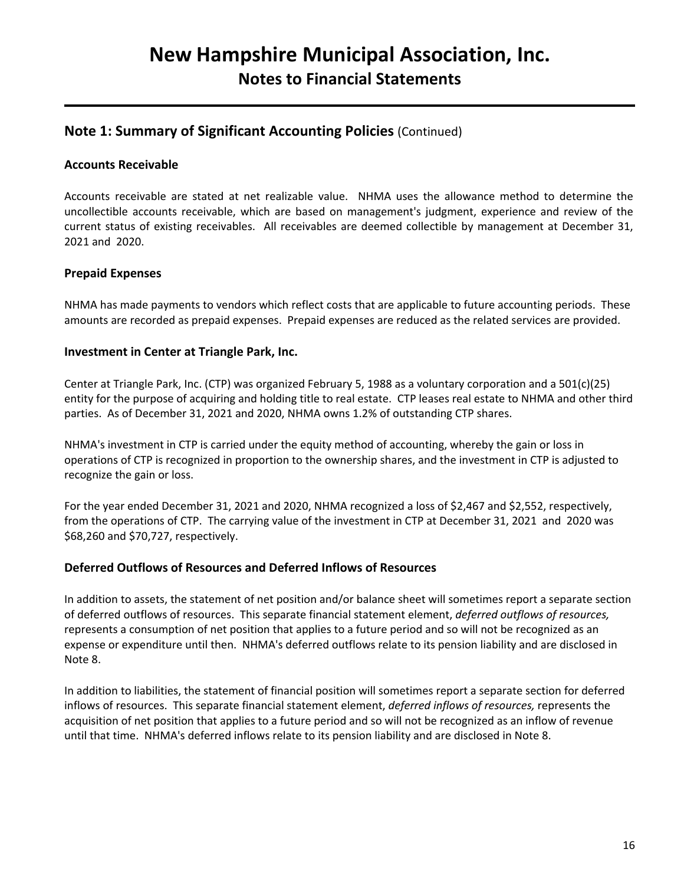# New Hampshire Municipal Association, Inc.

## Notes to Financial Statements

### Note 1: Summary of Significant Accounting Policies (Continued)

#### Accounts Receivable

Accounts receivable are stated at net realizable value. NHMA uses the allowance method to determine the uncollectible accounts receivable, which are based on management's judgment, experience and review of the current status of existing receivables. All receivables are deemed collectible by management at December 31, 2021 and 2020.

#### Prepaid Expenses

NHMA has made payments to vendors which reflect costs that are applicable to future accounting periods. These amounts are recorded as prepaid expenses. Prepaid expenses are reduced as the related services are provided.

#### Investment in Center at Triangle Park, Inc.

Center at Triangle Park, Inc. (CTP) was organized February 5, 1988 as a voluntary corporation and a 501(c)(25) entity for the purpose of acquiring and holding title to real estate. CTP leases real estate to NHMA and other third parties. As of December 31, 2021 and 2020, NHMA owns 1.2% of outstanding CTP shares.

NHMA's investment in CTP is carried under the equity method of accounting, whereby the gain or loss in operations of CTP is recognized in proportion to the ownership shares, and the investment in CTP is adjusted to recognize the gain or loss.

For the year ended December 31, 2021 and 2020, NHMA recognized a loss of $2,467 and $2,552, respectively, from the operations of CTP. The carrying value of the investment in CTP at December 31, 2021 and 2020 was $68,260 and $70,727, respectively.

#### Deferred Outflows of Resources and Deferred Inflows of Resources

In addition to assets, the statement of net position and/or balance sheet will sometimes report a separate section of deferred outflows of resources. This separate financial statement element, *deferred outflows of resources,* represents a consumption of net position that applies to a future period and so will not be recognized as an expense or expenditure until then. NHMA's deferred outflows relate to its pension liability and are disclosed in Note 8.

In addition to liabilities, the statement of financial position will sometimes report a separate section for deferred inflows of resources. This separate financial statement element, *deferred inflows of resources,* represents the acquisition of net position that applies to a future period and so will not be recognized as an inflow of revenue until that time. NHMA's deferred inflows relate to its pension liability and are disclosed in Note 8.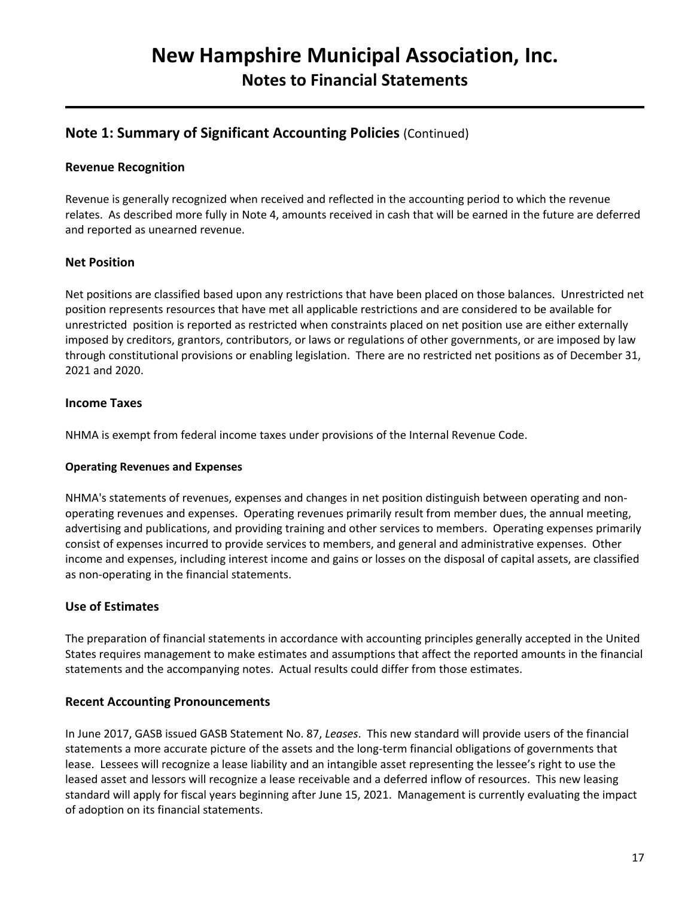# New Hampshire Municipal Association, Inc.

## Notes to Financial Statements

## Note 1: Summary of Significant Accounting Policies (Continued)

### Revenue Recognition

Revenue is generally recognized when received and reflected in the accounting period to which the revenue relates. As described more fully in Note 4, amounts received in cash that will be earned in the future are deferred and reported as unearned revenue.

### Net Position

Net positions are classified based upon any restrictions that have been placed on those balances. Unrestricted net position represents resources that have met all applicable restrictions and are considered to be available for unrestricted position is reported as restricted when constraints placed on net position use are either externally imposed by creditors, grantors, contributors, or laws or regulations of other governments, or are imposed by law through constitutional provisions or enabling legislation. There are no restricted net positions as of December 31, 2021 and 2020.

### Income Taxes

NHMA is exempt from federal income taxes under provisions of the Internal Revenue Code.

#### Operating Revenues and Expenses

NHMA's statements of revenues, expenses and changes in net position distinguish between operating and non-operating revenues and expenses. Operating revenues primarily result from member dues, the annual meeting, advertising and publications, and providing training and other services to members. Operating expenses primarily consist of expenses incurred to provide services to members, and general and administrative expenses. Other income and expenses, including interest income and gains or losses on the disposal of capital assets, are classified as non-operating in the financial statements.

### Use of Estimates

The preparation of financial statements in accordance with accounting principles generally accepted in the United States requires management to make estimates and assumptions that affect the reported amounts in the financial statements and the accompanying notes. Actual results could differ from those estimates.

### Recent Accounting Pronouncements

In June 2017, GASB issued GASB Statement No. 87, *Leases*. This new standard will provide users of the financial statements a more accurate picture of the assets and the long-term financial obligations of governments that lease. Lessees will recognize a lease liability and an intangible asset representing the lessee's right to use the leased asset and lessors will recognize a lease receivable and a deferred inflow of resources. This new leasing standard will apply for fiscal years beginning after June 15, 2021. Management is currently evaluating the impact of adoption on its financial statements.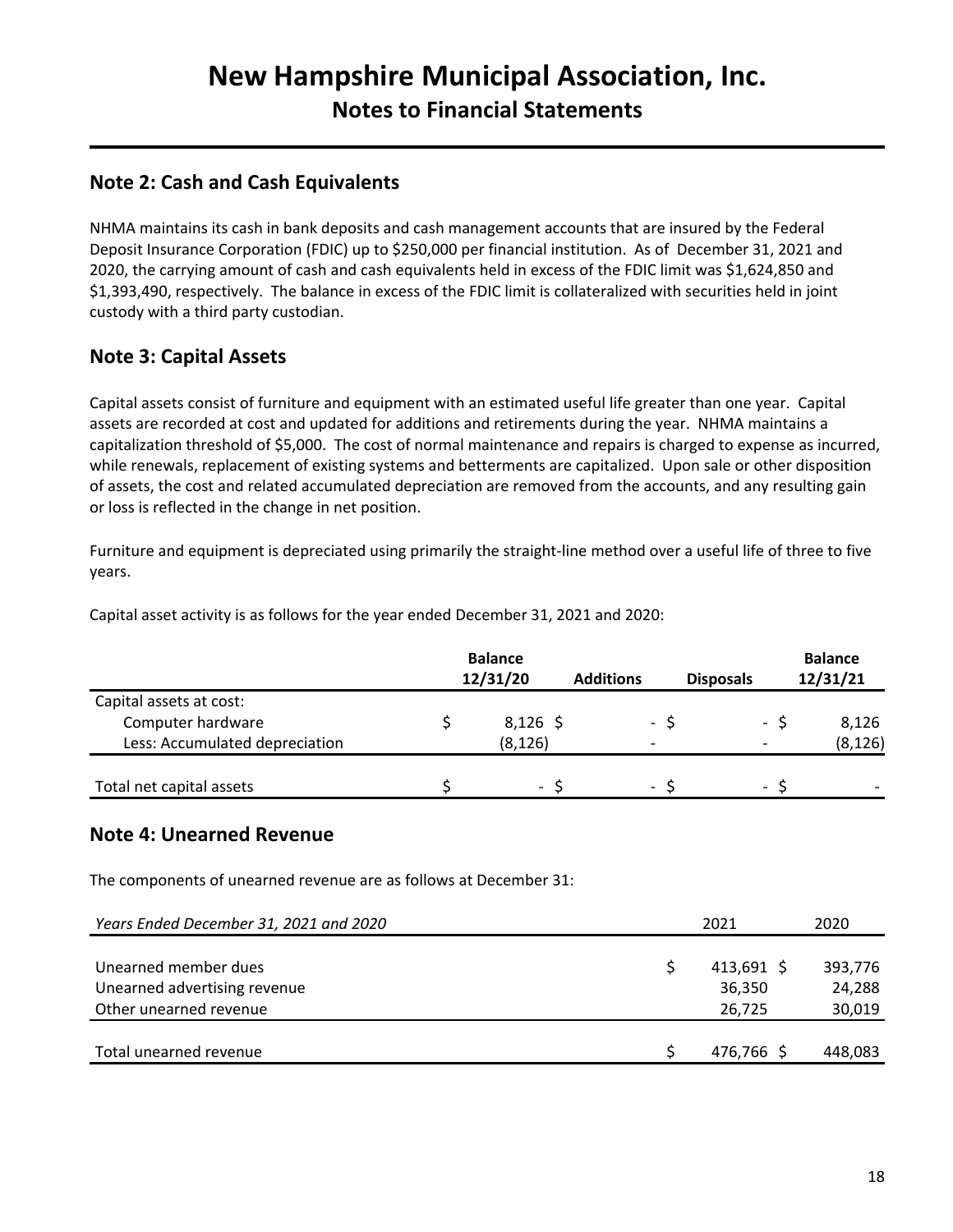# New Hampshire Municipal Association, Inc.

## Notes to Financial Statements

## Note 2: Cash and Cash Equivalents

NHMA maintains its cash in bank deposits and cash management accounts that are insured by the Federal Deposit Insurance Corporation (FDIC) up to $250,000 per financial institution. As of December 31, 2021 and 2020, the carrying amount of cash and cash equivalents held in excess of the FDIC limit was $1,624,850 and $1,393,490, respectively. The balance in excess of the FDIC limit is collateralized with securities held in joint custody with a third party custodian.

## Note 3: Capital Assets

Capital assets consist of furniture and equipment with an estimated useful life greater than one year. Capital assets are recorded at cost and updated for additions and retirements during the year. NHMA maintains a capitalization threshold of $5,000. The cost of normal maintenance and repairs is charged to expense as incurred, while renewals, replacement of existing systems and betterments are capitalized. Upon sale or other disposition of assets, the cost and related accumulated depreciation are removed from the accounts, and any resulting gain or loss is reflected in the change in net position.

Furniture and equipment is depreciated using primarily the straight-line method over a useful life of three to five years.

Capital asset activity is as follows for the year ended December 31, 2021 and 2020:

| | Balance 12/31/20 | Additions | Disposals | Balance 12/31/21 |
|---|---|---|---|---|
| Capital assets at cost: | | | | |
| Computer hardware | $ 8,126 | $ - | $ - | $ 8,126 |
| Less: Accumulated depreciation | (8,126) | - | - | (8,126) |
| Total net capital assets | $ - | $ - | $ - | $ - |

## Note 4: Unearned Revenue

The components of unearned revenue are as follows at December 31:

| *Years Ended December 31, 2021 and 2020* | 2021 | 2020 |
|---|---|---|
| Unearned member dues | $ 413,691 | $ 393,776 |
| Unearned advertising revenue | 36,350 | 24,288 |
| Other unearned revenue | 26,725 | 30,019 |
| Total unearned revenue | $ 476,766 | $ 448,083 |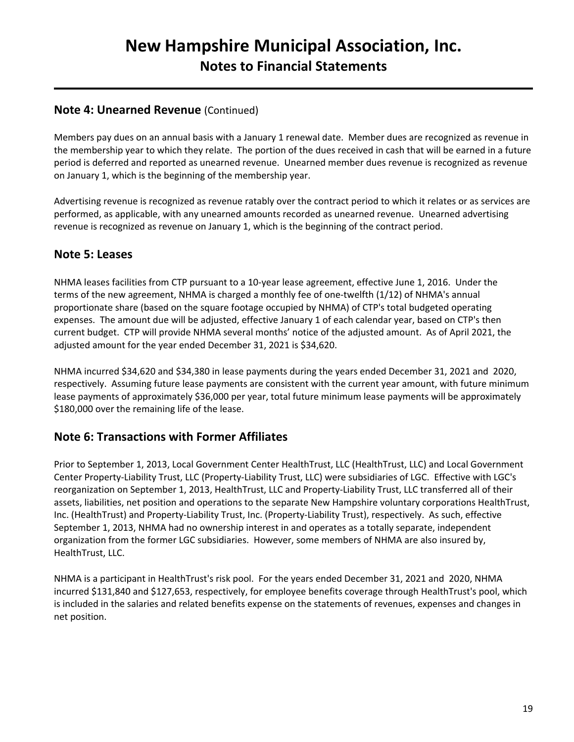## Note 4: Unearned Revenue (Continued)

Members pay dues on an annual basis with a January 1 renewal date. Member dues are recognized as revenue in the membership year to which they relate. The portion of the dues received in cash that will be earned in a future period is deferred and reported as unearned revenue. Unearned member dues revenue is recognized as revenue on January 1, which is the beginning of the membership year.

Advertising revenue is recognized as revenue ratably over the contract period to which it relates or as services are performed, as applicable, with any unearned amounts recorded as unearned revenue. Unearned advertising revenue is recognized as revenue on January 1, which is the beginning of the contract period.

## Note 5: Leases

NHMA leases facilities from CTP pursuant to a 10-year lease agreement, effective June 1, 2016. Under the terms of the new agreement, NHMA is charged a monthly fee of one-twelfth (1/12) of NHMA's annual proportionate share (based on the square footage occupied by NHMA) of CTP's total budgeted operating expenses. The amount due will be adjusted, effective January 1 of each calendar year, based on CTP's then current budget. CTP will provide NHMA several months' notice of the adjusted amount. As of April 2021, the adjusted amount for the year ended December 31, 2021 is $34,620.

NHMA incurred $34,620 and $34,380 in lease payments during the years ended December 31, 2021 and 2020, respectively. Assuming future lease payments are consistent with the current year amount, with future minimum lease payments of approximately $36,000 per year, total future minimum lease payments will be approximately $180,000 over the remaining life of the lease.

## Note 6: Transactions with Former Affiliates

Prior to September 1, 2013, Local Government Center HealthTrust, LLC (HealthTrust, LLC) and Local Government Center Property-Liability Trust, LLC (Property-Liability Trust, LLC) were subsidiaries of LGC. Effective with LGC's reorganization on September 1, 2013, HealthTrust, LLC and Property-Liability Trust, LLC transferred all of their assets, liabilities, net position and operations to the separate New Hampshire voluntary corporations HealthTrust, Inc. (HealthTrust) and Property-Liability Trust, Inc. (Property-Liability Trust), respectively. As such, effective September 1, 2013, NHMA had no ownership interest in and operates as a totally separate, independent organization from the former LGC subsidiaries. However, some members of NHMA are also insured by, HealthTrust, LLC.

NHMA is a participant in HealthTrust's risk pool. For the years ended December 31, 2021 and 2020, NHMA incurred $131,840 and $127,653, respectively, for employee benefits coverage through HealthTrust's pool, which is included in the salaries and related benefits expense on the statements of revenues, expenses and changes in net position.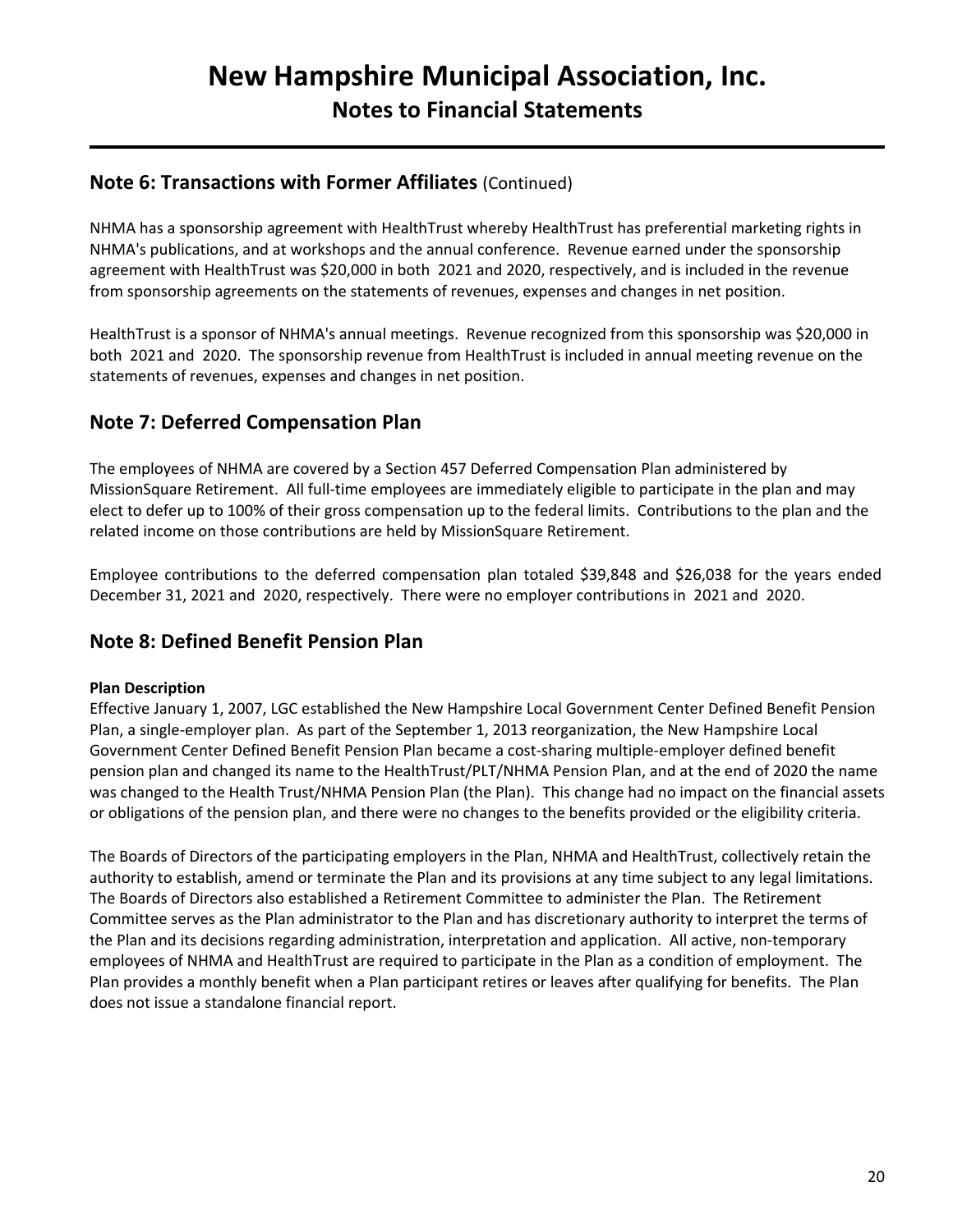## Note 6: Transactions with Former Affiliates (Continued)

NHMA has a sponsorship agreement with HealthTrust whereby HealthTrust has preferential marketing rights in NHMA's publications, and at workshops and the annual conference. Revenue earned under the sponsorship agreement with HealthTrust was $20,000 in both 2021 and 2020, respectively, and is included in the revenue from sponsorship agreements on the statements of revenues, expenses and changes in net position.

HealthTrust is a sponsor of NHMA's annual meetings. Revenue recognized from this sponsorship was $20,000 in both 2021 and 2020. The sponsorship revenue from HealthTrust is included in annual meeting revenue on the statements of revenues, expenses and changes in net position.

## Note 7: Deferred Compensation Plan

The employees of NHMA are covered by a Section 457 Deferred Compensation Plan administered by MissionSquare Retirement. All full-time employees are immediately eligible to participate in the plan and may elect to defer up to 100% of their gross compensation up to the federal limits. Contributions to the plan and the related income on those contributions are held by MissionSquare Retirement.

Employee contributions to the deferred compensation plan totaled $39,848 and $26,038 for the years ended December 31, 2021 and 2020, respectively. There were no employer contributions in 2021 and 2020.

## Note 8: Defined Benefit Pension Plan

**Plan Description**

Effective January 1, 2007, LGC established the New Hampshire Local Government Center Defined Benefit Pension Plan, a single-employer plan. As part of the September 1, 2013 reorganization, the New Hampshire Local Government Center Defined Benefit Pension Plan became a cost-sharing multiple-employer defined benefit pension plan and changed its name to the HealthTrust/PLT/NHMA Pension Plan, and at the end of 2020 the name was changed to the Health Trust/NHMA Pension Plan (the Plan). This change had no impact on the financial assets or obligations of the pension plan, and there were no changes to the benefits provided or the eligibility criteria.

The Boards of Directors of the participating employers in the Plan, NHMA and HealthTrust, collectively retain the authority to establish, amend or terminate the Plan and its provisions at any time subject to any legal limitations. The Boards of Directors also established a Retirement Committee to administer the Plan. The Retirement Committee serves as the Plan administrator to the Plan and has discretionary authority to interpret the terms of the Plan and its decisions regarding administration, interpretation and application. All active, non-temporary employees of NHMA and HealthTrust are required to participate in the Plan as a condition of employment. The Plan provides a monthly benefit when a Plan participant retires or leaves after qualifying for benefits. The Plan does not issue a standalone financial report.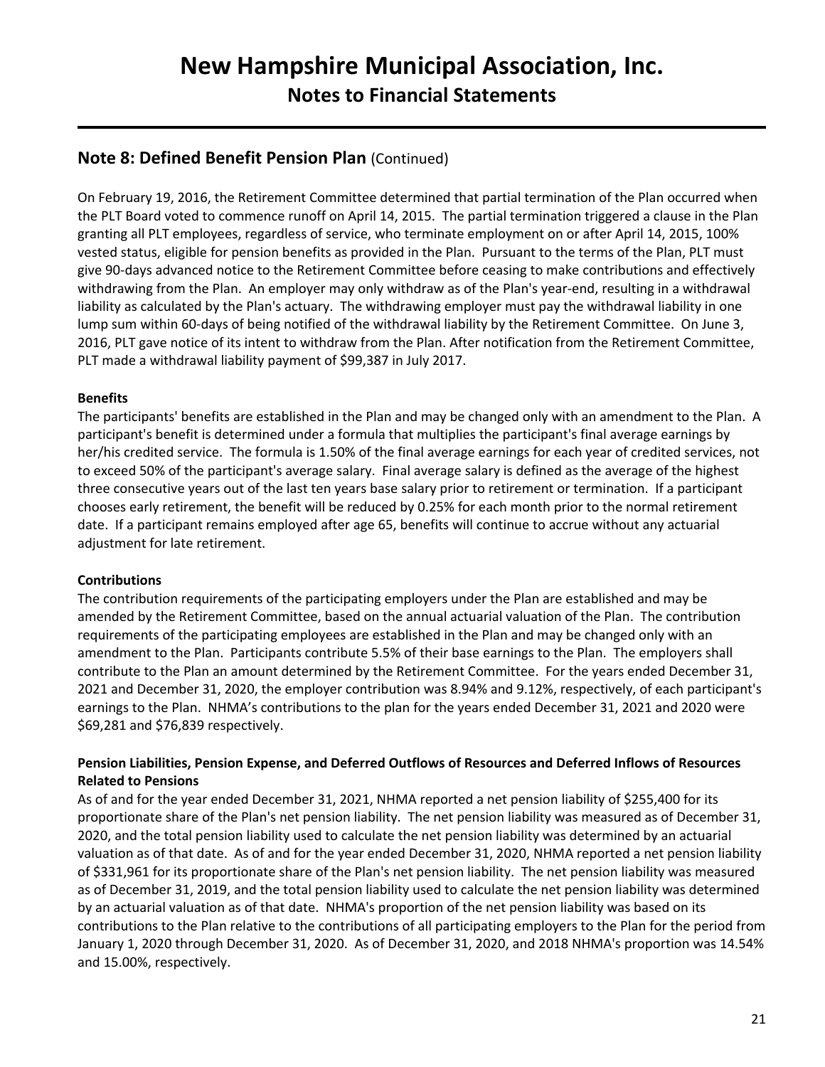# New Hampshire Municipal Association, Inc.

## Notes to Financial Statements

### Note 8: Defined Benefit Pension Plan (Continued)

On February 19, 2016, the Retirement Committee determined that partial termination of the Plan occurred when the PLT Board voted to commence runoff on April 14, 2015. The partial termination triggered a clause in the Plan granting all PLT employees, regardless of service, who terminate employment on or after April 14, 2015, 100% vested status, eligible for pension benefits as provided in the Plan. Pursuant to the terms of the Plan, PLT must give 90-days advanced notice to the Retirement Committee before ceasing to make contributions and effectively withdrawing from the Plan. An employer may only withdraw as of the Plan's year-end, resulting in a withdrawal liability as calculated by the Plan's actuary. The withdrawing employer must pay the withdrawal liability in one lump sum within 60-days of being notified of the withdrawal liability by the Retirement Committee. On June 3, 2016, PLT gave notice of its intent to withdraw from the Plan. After notification from the Retirement Committee, PLT made a withdrawal liability payment of $99,387 in July 2017.

**Benefits**

The participants' benefits are established in the Plan and may be changed only with an amendment to the Plan. A participant's benefit is determined under a formula that multiplies the participant's final average earnings by her/his credited service. The formula is 1.50% of the final average earnings for each year of credited services, not to exceed 50% of the participant's average salary. Final average salary is defined as the average of the highest three consecutive years out of the last ten years base salary prior to retirement or termination. If a participant chooses early retirement, the benefit will be reduced by 0.25% for each month prior to the normal retirement date. If a participant remains employed after age 65, benefits will continue to accrue without any actuarial adjustment for late retirement.

**Contributions**

The contribution requirements of the participating employers under the Plan are established and may be amended by the Retirement Committee, based on the annual actuarial valuation of the Plan. The contribution requirements of the participating employees are established in the Plan and may be changed only with an amendment to the Plan. Participants contribute 5.5% of their base earnings to the Plan. The employers shall contribute to the Plan an amount determined by the Retirement Committee. For the years ended December 31, 2021 and December 31, 2020, the employer contribution was 8.94% and 9.12%, respectively, of each participant's earnings to the Plan. NHMA's contributions to the plan for the years ended December 31, 2021 and 2020 were $69,281 and $76,839 respectively.

**Pension Liabilities, Pension Expense, and Deferred Outflows of Resources and Deferred Inflows of Resources Related to Pensions**

As of and for the year ended December 31, 2021, NHMA reported a net pension liability of $255,400 for its proportionate share of the Plan's net pension liability. The net pension liability was measured as of December 31, 2020, and the total pension liability used to calculate the net pension liability was determined by an actuarial valuation as of that date. As of and for the year ended December 31, 2020, NHMA reported a net pension liability of $331,961 for its proportionate share of the Plan's net pension liability. The net pension liability was measured as of December 31, 2019, and the total pension liability used to calculate the net pension liability was determined by an actuarial valuation as of that date. NHMA's proportion of the net pension liability was based on its contributions to the Plan relative to the contributions of all participating employers to the Plan for the period from January 1, 2020 through December 31, 2020. As of December 31, 2020, and 2018 NHMA's proportion was 14.54% and 15.00%, respectively.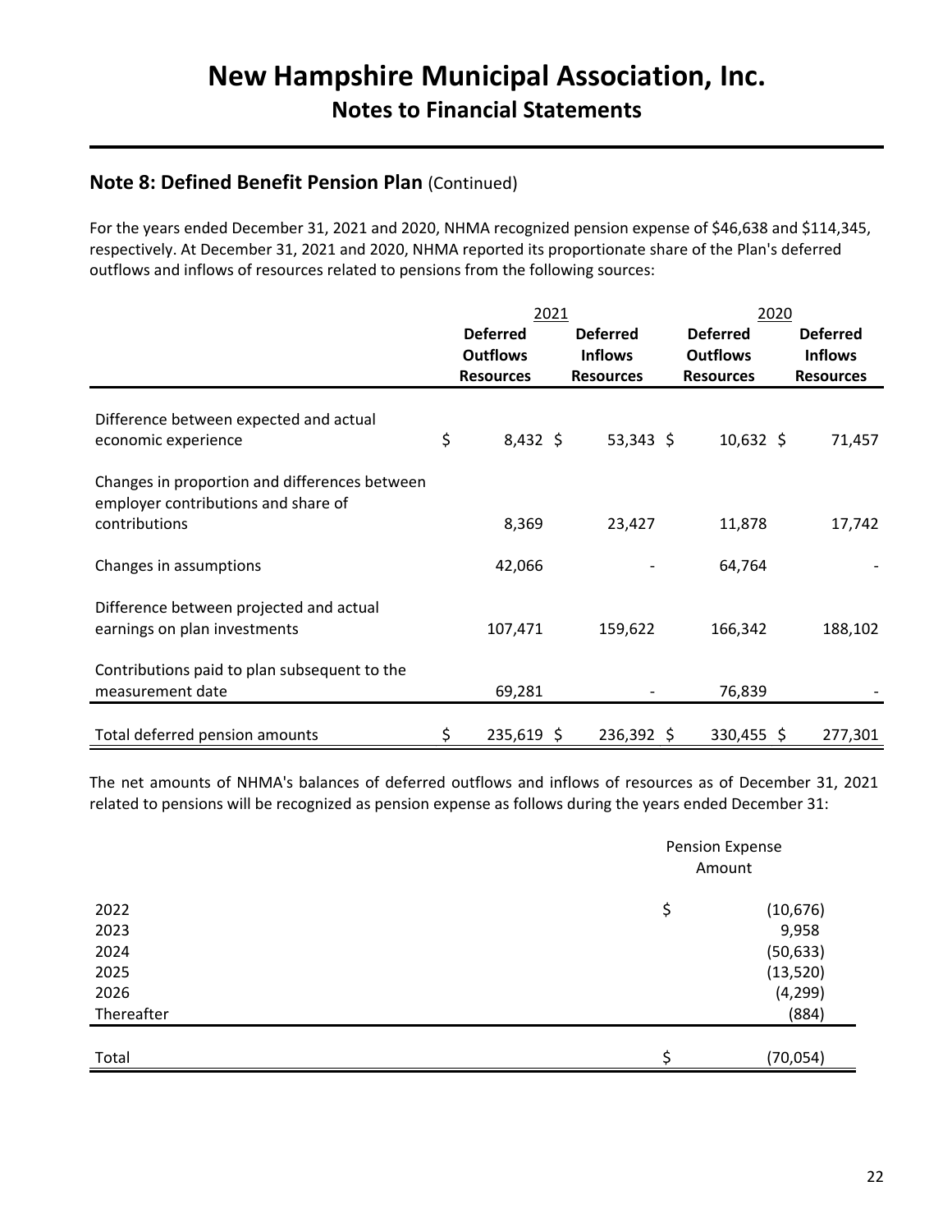## Note 8: Defined Benefit Pension Plan (Continued)

For the years ended December 31, 2021 and 2020, NHMA recognized pension expense of $46,638 and $114,345, respectively. At December 31, 2021 and 2020, NHMA reported its proportionate share of the Plan's deferred outflows and inflows of resources related to pensions from the following sources:

| | 2021 | | 2020 | |
|---|---|---|---|---|
| | **Deferred Outflows Resources** | **Deferred Inflows Resources** | **Deferred Outflows Resources** | **Deferred Inflows Resources** |
| Difference between expected and actual economic experience | $ 8,432 | $ 53,343 | $ 10,632 | $ 71,457 |
| Changes in proportion and differences between employer contributions and share of contributions | 8,369 | 23,427 | 11,878 | 17,742 |
| Changes in assumptions | 42,066 | - | 64,764 | - |
| Difference between projected and actual earnings on plan investments | 107,471 | 159,622 | 166,342 | 188,102 |
| Contributions paid to plan subsequent to the measurement date | 69,281 | - | 76,839 | - |
| Total deferred pension amounts | $ 235,619 | $ 236,392 | $ 330,455 | $ 277,301 |

The net amounts of NHMA's balances of deferred outflows and inflows of resources as of December 31, 2021 related to pensions will be recognized as pension expense as follows during the years ended December 31:

| | Pension Expense Amount |
|---|---|
| 2022 | $ (10,676) |
| 2023 | 9,958 |
| 2024 | (50,633) |
| 2025 | (13,520) |
| 2026 | (4,299) |
| Thereafter | (884) |
| Total | $ (70,054) |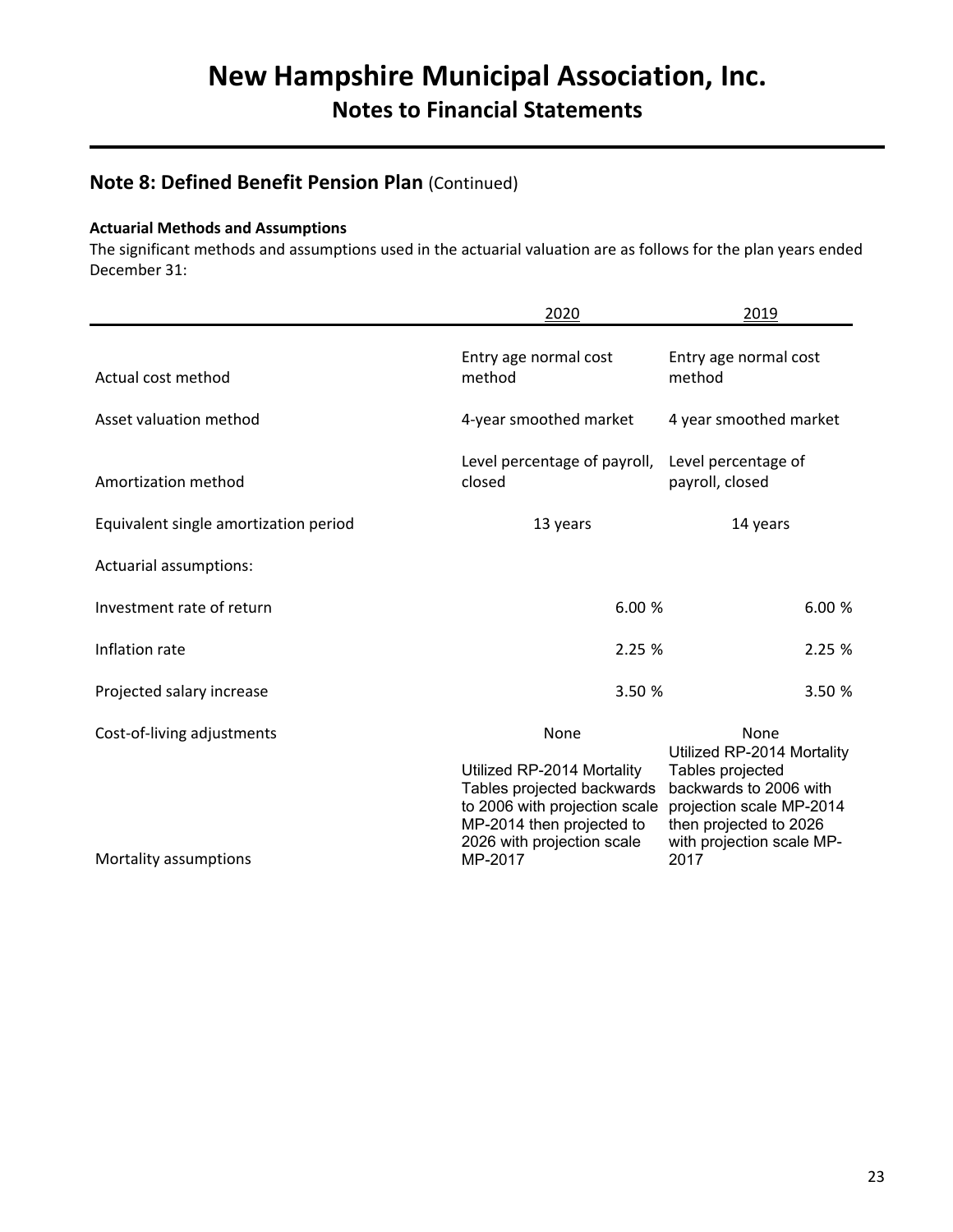## Note 8: Defined Benefit Pension Plan (Continued)

**Actuarial Methods and Assumptions**

The significant methods and assumptions used in the actuarial valuation are as follows for the plan years ended December 31:

| | 2020 | 2019 |
|---|---|---|
| Actual cost method | Entry age normal cost method | Entry age normal cost method |
| Asset valuation method | 4-year smoothed market | 4 year smoothed market |
| Amortization method | Level percentage of payroll, closed | Level percentage of payroll, closed |
| Equivalent single amortization period | 13 years | 14 years |
| Actuarial assumptions: | | |
| Investment rate of return | 6.00 % | 6.00 % |
| Inflation rate | 2.25 % | 2.25 % |
| Projected salary increase | 3.50 % | 3.50 % |
| Cost-of-living adjustments | None | None |
| Mortality assumptions | Utilized RP-2014 Mortality Tables projected backwards to 2006 with projection scale MP-2014 then projected to 2026 with projection scale MP-2017 | Utilized RP-2014 Mortality Tables projected backwards to 2006 with projection scale MP-2014 then projected to 2026 with projection scale MP-2017 |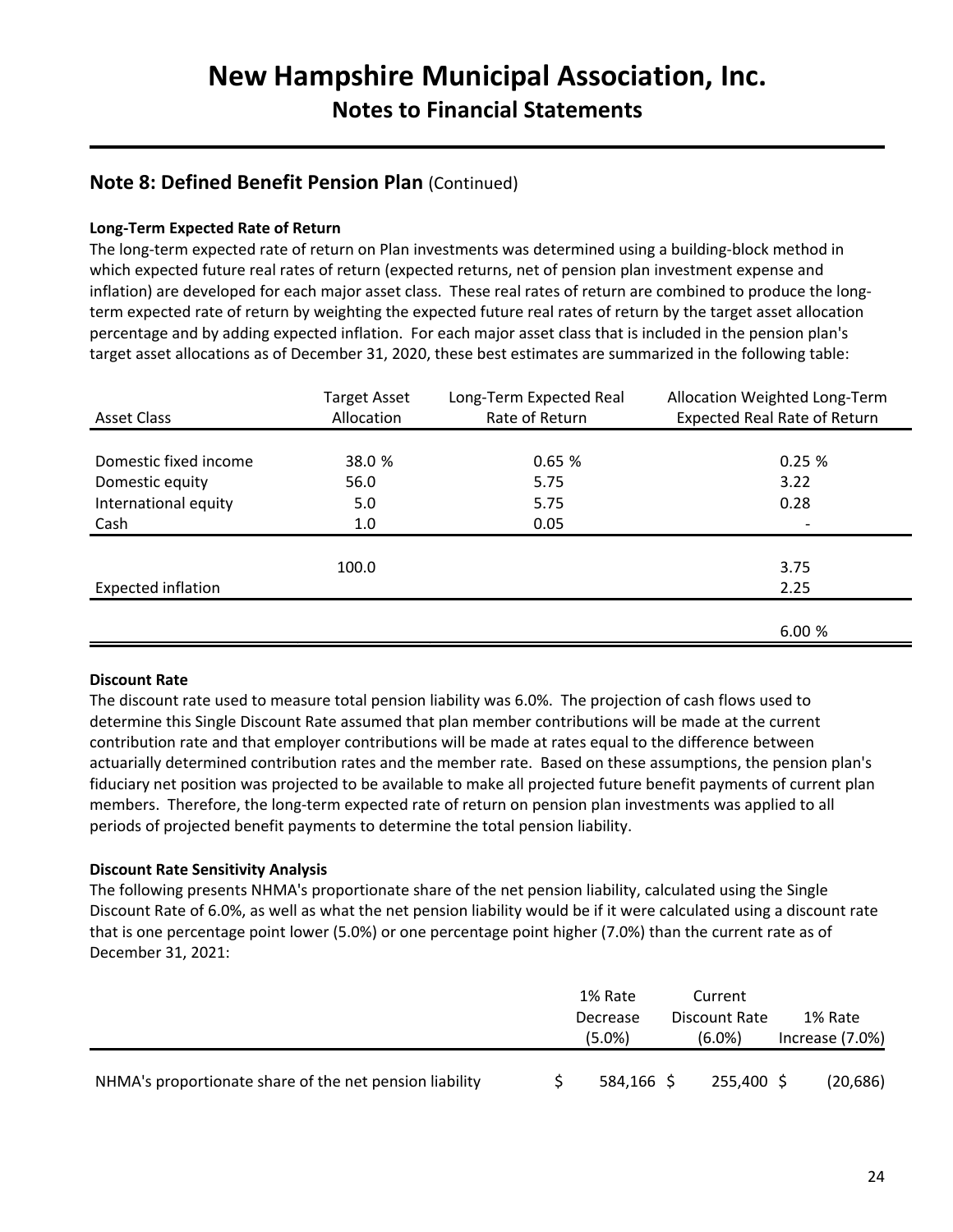# New Hampshire Municipal Association, Inc.

## Notes to Financial Statements

### Note 8: Defined Benefit Pension Plan (Continued)

**Long-Term Expected Rate of Return**

The long-term expected rate of return on Plan investments was determined using a building-block method in which expected future real rates of return (expected returns, net of pension plan investment expense and inflation) are developed for each major asset class. These real rates of return are combined to produce the long-term expected rate of return by weighting the expected future real rates of return by the target asset allocation percentage and by adding expected inflation. For each major asset class that is included in the pension plan's target asset allocations as of December 31, 2020, these best estimates are summarized in the following table:

| Asset Class | Target Asset Allocation | Long-Term Expected Real Rate of Return | Allocation Weighted Long-Term Expected Real Rate of Return |
|---|---|---|---|
| Domestic fixed income | 38.0 % | 0.65 % | 0.25 % |
| Domestic equity | 56.0 | 5.75 | 3.22 |
| International equity | 5.0 | 5.75 | 0.28 |
| Cash | 1.0 | 0.05 | - |
| | 100.0 | | 3.75 |
| Expected inflation | | | 2.25 |
| | | | 6.00 % |

**Discount Rate**

The discount rate used to measure total pension liability was 6.0%. The projection of cash flows used to determine this Single Discount Rate assumed that plan member contributions will be made at the current contribution rate and that employer contributions will be made at rates equal to the difference between actuarially determined contribution rates and the member rate. Based on these assumptions, the pension plan's fiduciary net position was projected to be available to make all projected future benefit payments of current plan members. Therefore, the long-term expected rate of return on pension plan investments was applied to all periods of projected benefit payments to determine the total pension liability.

**Discount Rate Sensitivity Analysis**

The following presents NHMA's proportionate share of the net pension liability, calculated using the Single Discount Rate of 6.0%, as well as what the net pension liability would be if it were calculated using a discount rate that is one percentage point lower (5.0%) or one percentage point higher (7.0%) than the current rate as of December 31, 2021:

| | 1% Rate Decrease (5.0%) | Current Discount Rate (6.0%) | 1% Rate Increase (7.0%) |
|---|---|---|---|
| NHMA's proportionate share of the net pension liability | $ 584,166 | $ 255,400 | $ (20,686) |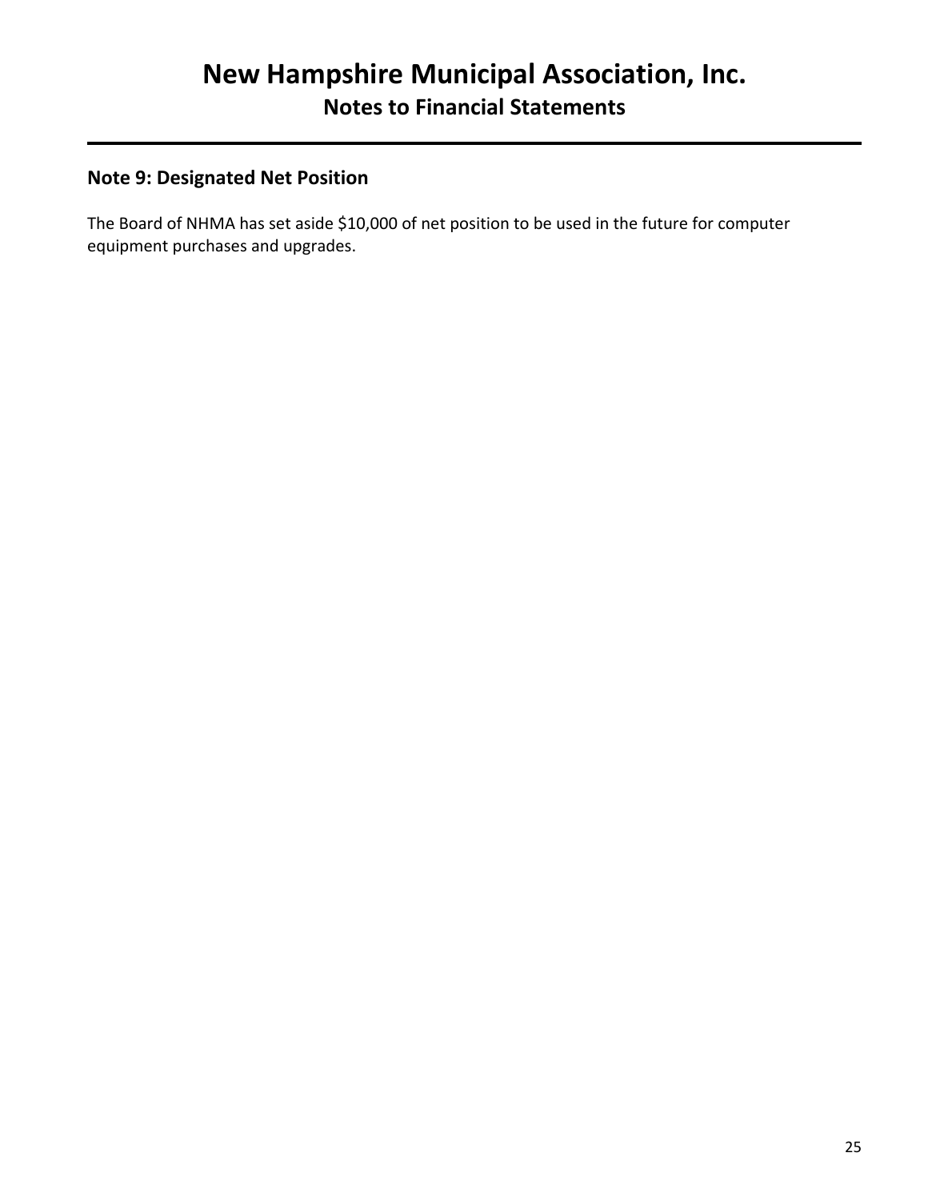# New Hampshire Municipal Association, Inc.

## Notes to Financial Statements

### Note 9: Designated Net Position

The Board of NHMA has set aside $10,000 of net position to be used in the future for computer equipment purchases and upgrades.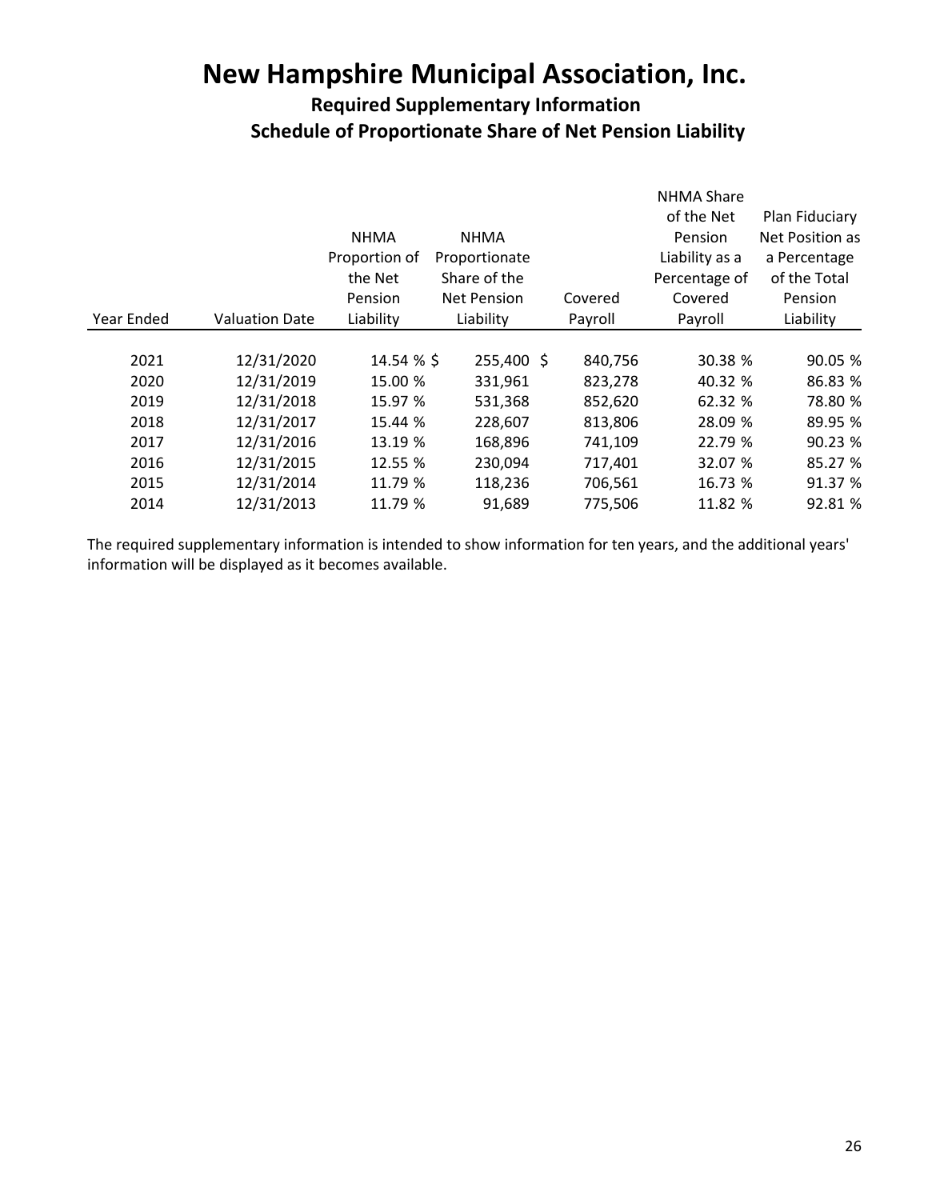# New Hampshire Municipal Association, Inc.

## Required Supplementary Information

## Schedule of Proportionate Share of Net Pension Liability

| Year Ended | Valuation Date | NHMA Proportion of the Net Pension Liability | NHMA Proportionate Share of the Net Pension Liability | Covered Payroll | NHMA Share of the Net Pension Liability as a Percentage of Covered Payroll | Plan Fiduciary Net Position as a Percentage of the Total Pension Liability |
|---|---|---|---|---|---|---|
| 2021 | 12/31/2020 | 14.54 % | $ 255,400 | $ 840,756 | 30.38 % | 90.05 % |
| 2020 | 12/31/2019 | 15.00 % | 331,961 | 823,278 | 40.32 % | 86.83 % |
| 2019 | 12/31/2018 | 15.97 % | 531,368 | 852,620 | 62.32 % | 78.80 % |
| 2018 | 12/31/2017 | 15.44 % | 228,607 | 813,806 | 28.09 % | 89.95 % |
| 2017 | 12/31/2016 | 13.19 % | 168,896 | 741,109 | 22.79 % | 90.23 % |
| 2016 | 12/31/2015 | 12.55 % | 230,094 | 717,401 | 32.07 % | 85.27 % |
| 2015 | 12/31/2014 | 11.79 % | 118,236 | 706,561 | 16.73 % | 91.37 % |
| 2014 | 12/31/2013 | 11.79 % | 91,689 | 775,506 | 11.82 % | 92.81 % |

The required supplementary information is intended to show information for ten years, and the additional years' information will be displayed as it becomes available.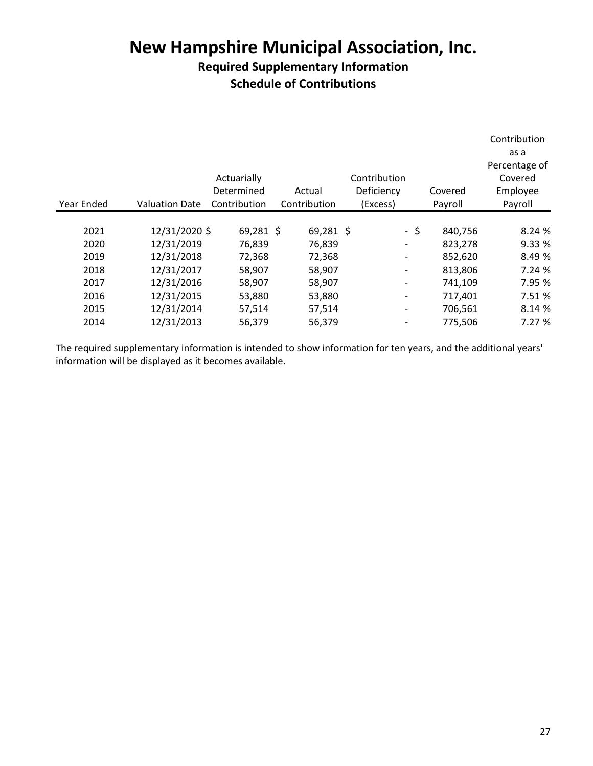# New Hampshire Municipal Association, Inc.

## Required Supplementary Information

## Schedule of Contributions

| Year Ended | Valuation Date | Actuarially Determined Contribution | Actual Contribution | Contribution Deficiency (Excess) | Covered Payroll | Contribution as a Percentage of Covered Employee Payroll |
|---|---|---|---|---|---|---|
| 2021 | 12/31/2020 | $ 69,281 | $ 69,281 | $ - | $ 840,756 | 8.24 % |
| 2020 | 12/31/2019 | 76,839 | 76,839 | - | 823,278 | 9.33 % |
| 2019 | 12/31/2018 | 72,368 | 72,368 | - | 852,620 | 8.49 % |
| 2018 | 12/31/2017 | 58,907 | 58,907 | - | 813,806 | 7.24 % |
| 2017 | 12/31/2016 | 58,907 | 58,907 | - | 741,109 | 7.95 % |
| 2016 | 12/31/2015 | 53,880 | 53,880 | - | 717,401 | 7.51 % |
| 2015 | 12/31/2014 | 57,514 | 57,514 | - | 706,561 | 8.14 % |
| 2014 | 12/31/2013 | 56,379 | 56,379 | - | 775,506 | 7.27 % |

The required supplementary information is intended to show information for ten years, and the additional years' information will be displayed as it becomes available.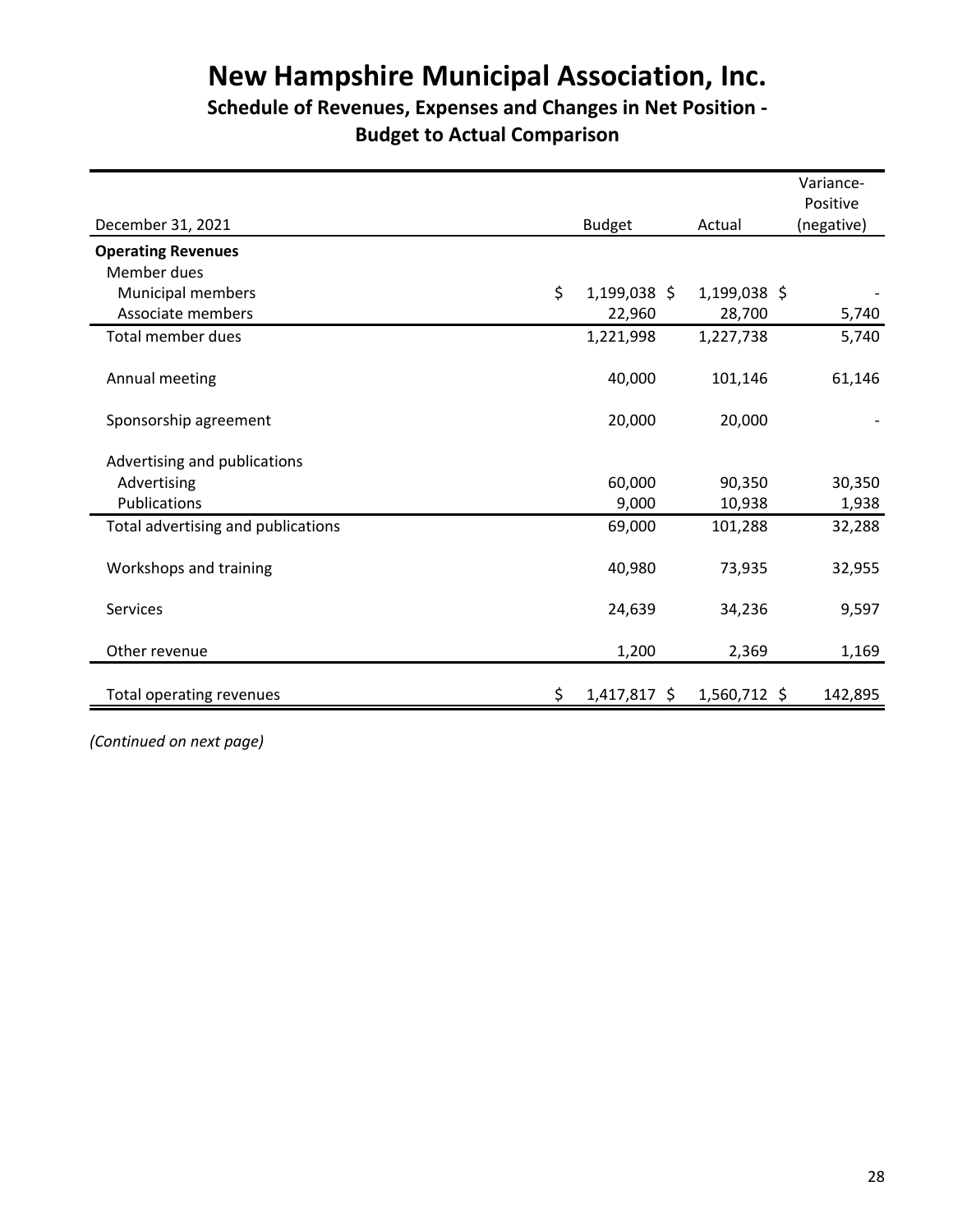# New Hampshire Municipal Association, Inc.

## Schedule of Revenues, Expenses and Changes in Net Position - Budget to Actual Comparison

| December 31, 2021 | Budget | Actual | Variance-Positive (negative) |
|---|---|---|---|
| **Operating Revenues** | | | |
| Member dues | | | |
| Municipal members | $ 1,199,038 | $ 1,199,038 | $ - |
| Associate members | 22,960 | 28,700 | 5,740 |
| Total member dues | 1,221,998 | 1,227,738 | 5,740 |
| Annual meeting | 40,000 | 101,146 | 61,146 |
| Sponsorship agreement | 20,000 | 20,000 | - |
| Advertising and publications | | | |
| Advertising | 60,000 | 90,350 | 30,350 |
| Publications | 9,000 | 10,938 | 1,938 |
| Total advertising and publications | 69,000 | 101,288 | 32,288 |
| Workshops and training | 40,980 | 73,935 | 32,955 |
| Services | 24,639 | 34,236 | 9,597 |
| Other revenue | 1,200 | 2,369 | 1,169 |
| Total operating revenues | $ 1,417,817 | $ 1,560,712 | $ 142,895 |

*(Continued on next page)*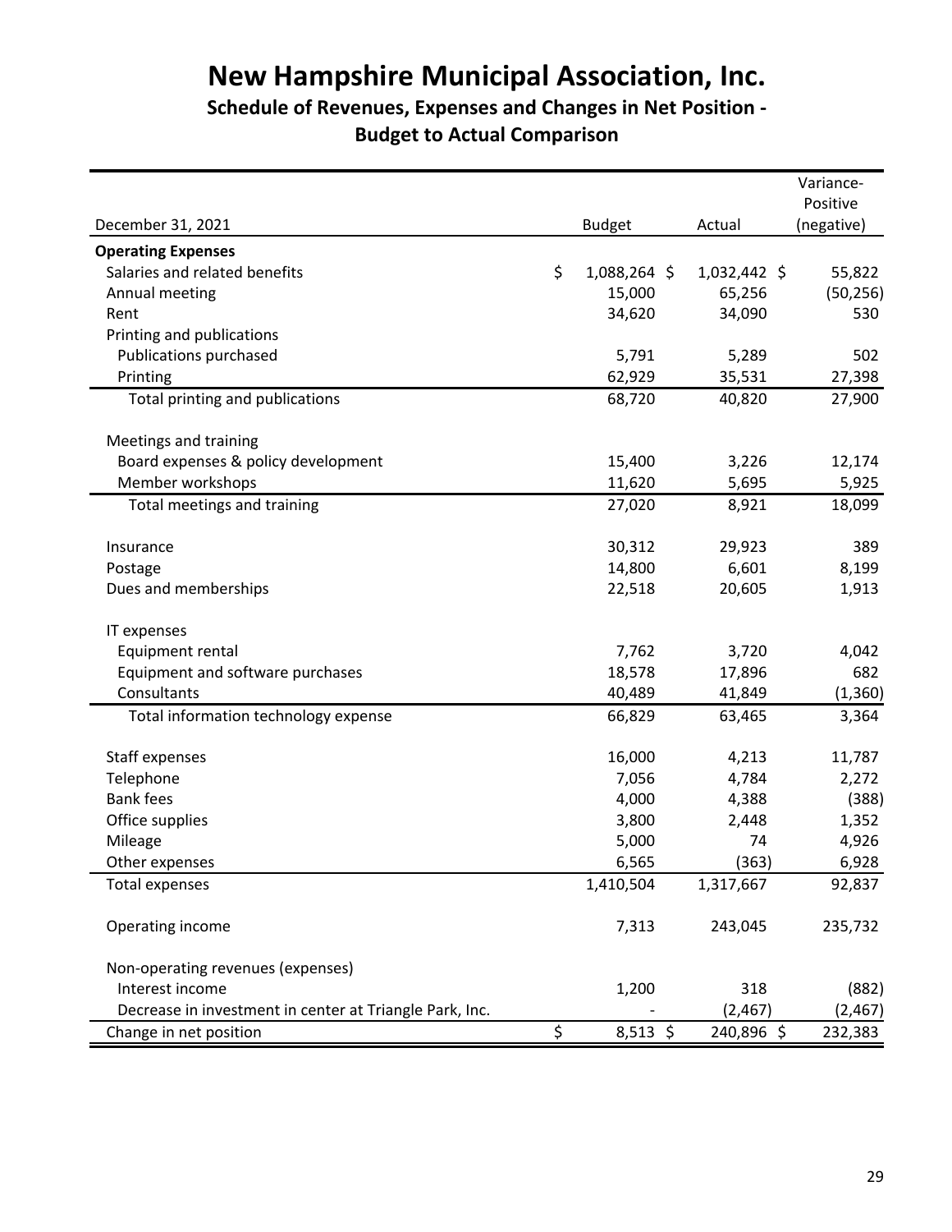# New Hampshire Municipal Association, Inc.

## Schedule of Revenues, Expenses and Changes in Net Position - Budget to Actual Comparison

| December 31, 2021 | Budget | Actual | Variance-Positive (negative) |
|---|---|---|---|
| **Operating Expenses** | | | |
| Salaries and related benefits | $ 1,088,264 | $ 1,032,442 | $ 55,822 |
| Annual meeting | 15,000 | 65,256 | (50,256) |
| Rent | 34,620 | 34,090 | 530 |
| Printing and publications | | | |
| Publications purchased | 5,791 | 5,289 | 502 |
| Printing | 62,929 | 35,531 | 27,398 |
| Total printing and publications | 68,720 | 40,820 | 27,900 |
| Meetings and training | | | |
| Board expenses & policy development | 15,400 | 3,226 | 12,174 |
| Member workshops | 11,620 | 5,695 | 5,925 |
| Total meetings and training | 27,020 | 8,921 | 18,099 |
| Insurance | 30,312 | 29,923 | 389 |
| Postage | 14,800 | 6,601 | 8,199 |
| Dues and memberships | 22,518 | 20,605 | 1,913 |
| IT expenses | | | |
| Equipment rental | 7,762 | 3,720 | 4,042 |
| Equipment and software purchases | 18,578 | 17,896 | 682 |
| Consultants | 40,489 | 41,849 | (1,360) |
| Total information technology expense | 66,829 | 63,465 | 3,364 |
| Staff expenses | 16,000 | 4,213 | 11,787 |
| Telephone | 7,056 | 4,784 | 2,272 |
| Bank fees | 4,000 | 4,388 | (388) |
| Office supplies | 3,800 | 2,448 | 1,352 |
| Mileage | 5,000 | 74 | 4,926 |
| Other expenses | 6,565 | (363) | 6,928 |
| Total expenses | 1,410,504 | 1,317,667 | 92,837 |
| Operating income | 7,313 | 243,045 | 235,732 |
| Non-operating revenues (expenses) | | | |
| Interest income | 1,200 | 318 | (882) |
| Decrease in investment in center at Triangle Park, Inc. | - | (2,467) | (2,467) |
| Change in net position | $ 8,513 | $ 240,896 | $ 232,383 |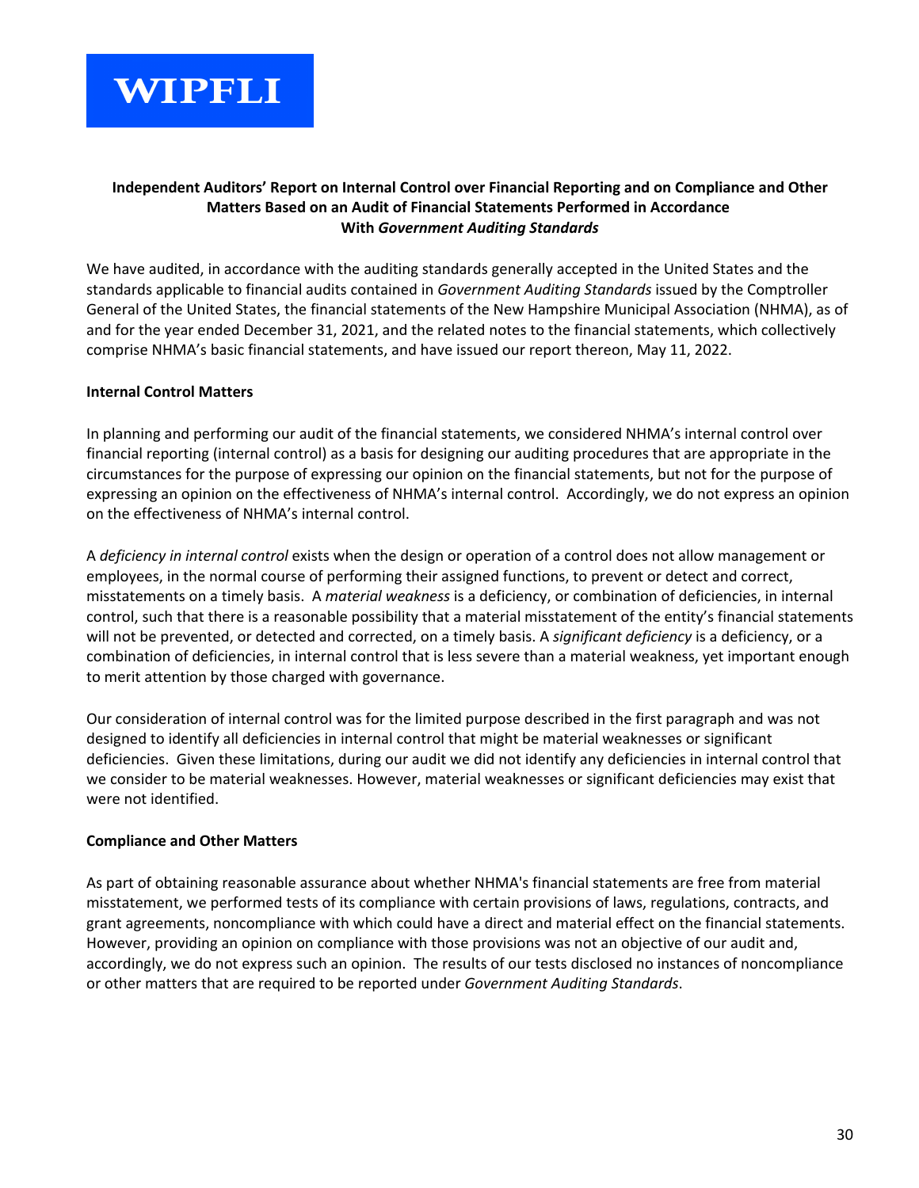WIPFLI

## Independent Auditors' Report on Internal Control over Financial Reporting and on Compliance and Other Matters Based on an Audit of Financial Statements Performed in Accordance With *Government Auditing Standards*

We have audited, in accordance with the auditing standards generally accepted in the United States and the standards applicable to financial audits contained in *Government Auditing Standards* issued by the Comptroller General of the United States, the financial statements of the New Hampshire Municipal Association (NHMA), as of and for the year ended December 31, 2021, and the related notes to the financial statements, which collectively comprise NHMA's basic financial statements, and have issued our report thereon, May 11, 2022.

### Internal Control Matters

In planning and performing our audit of the financial statements, we considered NHMA's internal control over financial reporting (internal control) as a basis for designing our auditing procedures that are appropriate in the circumstances for the purpose of expressing our opinion on the financial statements, but not for the purpose of expressing an opinion on the effectiveness of NHMA's internal control. Accordingly, we do not express an opinion on the effectiveness of NHMA's internal control.

A *deficiency in internal control* exists when the design or operation of a control does not allow management or employees, in the normal course of performing their assigned functions, to prevent or detect and correct, misstatements on a timely basis. A *material weakness* is a deficiency, or combination of deficiencies, in internal control, such that there is a reasonable possibility that a material misstatement of the entity's financial statements will not be prevented, or detected and corrected, on a timely basis. A *significant deficiency* is a deficiency, or a combination of deficiencies, in internal control that is less severe than a material weakness, yet important enough to merit attention by those charged with governance.

Our consideration of internal control was for the limited purpose described in the first paragraph and was not designed to identify all deficiencies in internal control that might be material weaknesses or significant deficiencies. Given these limitations, during our audit we did not identify any deficiencies in internal control that we consider to be material weaknesses. However, material weaknesses or significant deficiencies may exist that were not identified.

### Compliance and Other Matters

As part of obtaining reasonable assurance about whether NHMA's financial statements are free from material misstatement, we performed tests of its compliance with certain provisions of laws, regulations, contracts, and grant agreements, noncompliance with which could have a direct and material effect on the financial statements. However, providing an opinion on compliance with those provisions was not an objective of our audit and, accordingly, we do not express such an opinion. The results of our tests disclosed no instances of noncompliance or other matters that are required to be reported under *Government Auditing Standards*.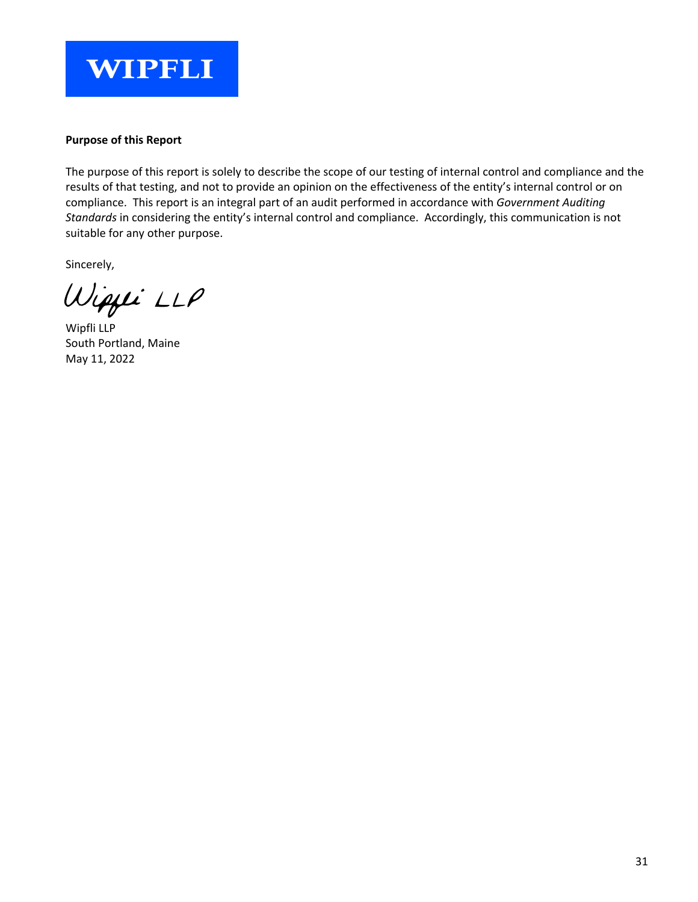WIPFLI

**Purpose of this Report**

The purpose of this report is solely to describe the scope of our testing of internal control and compliance and the results of that testing, and not to provide an opinion on the effectiveness of the entity's internal control or on compliance. This report is an integral part of an audit performed in accordance with *Government Auditing Standards* in considering the entity's internal control and compliance. Accordingly, this communication is not suitable for any other purpose.

Sincerely,

Wipfli LLP

Wipfli LLP
South Portland, Maine
May 11, 2022